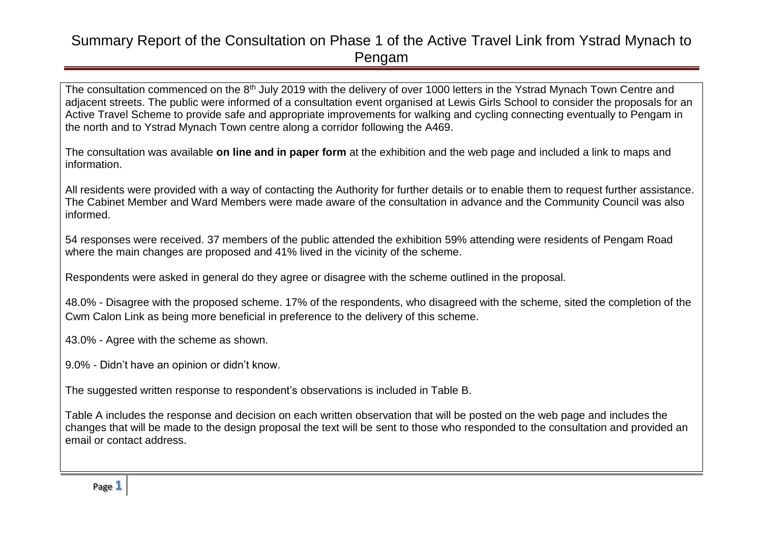# Summary Report of the Consultation on Phase 1 of the Active Travel Link from Ystrad Mynach to Pengam

The consultation commenced on the 8th July 2019 with the delivery of over 1000 letters in the Ystrad Mynach Town Centre and adjacent streets. The public were informed of a consultation event organised at Lewis Girls School to consider the proposals for an Active Travel Scheme to provide safe and appropriate improvements for walking and cycling connecting eventually to Pengam in the north and to Ystrad Mynach Town centre along a corridor following the A469.

The consultation was available **on line and in paper form** at the exhibition and the web page and included a link to maps and information.

All residents were provided with a way of contacting the Authority for further details or to enable them to request further assistance. The Cabinet Member and Ward Members were made aware of the consultation in advance and the Community Council was also informed.

54 responses were received. 37 members of the public attended the exhibition 59% attending were residents of Pengam Road where the main changes are proposed and 41% lived in the vicinity of the scheme.

Respondents were asked in general do they agree or disagree with the scheme outlined in the proposal.

48.0% - Disagree with the proposed scheme. 17% of the respondents, who disagreed with the scheme, sited the completion of the Cwm Calon Link as being more beneficial in preference to the delivery of this scheme.

43.0% - Agree with the scheme as shown.

9.0% - Didn't have an opinion or didn't know.

The suggested written response to respondent's observations is included in Table B.

Table A includes the response and decision on each written observation that will be posted on the web page and includes the changes that will be made to the design proposal the text will be sent to those who responded to the consultation and provided an email or contact address.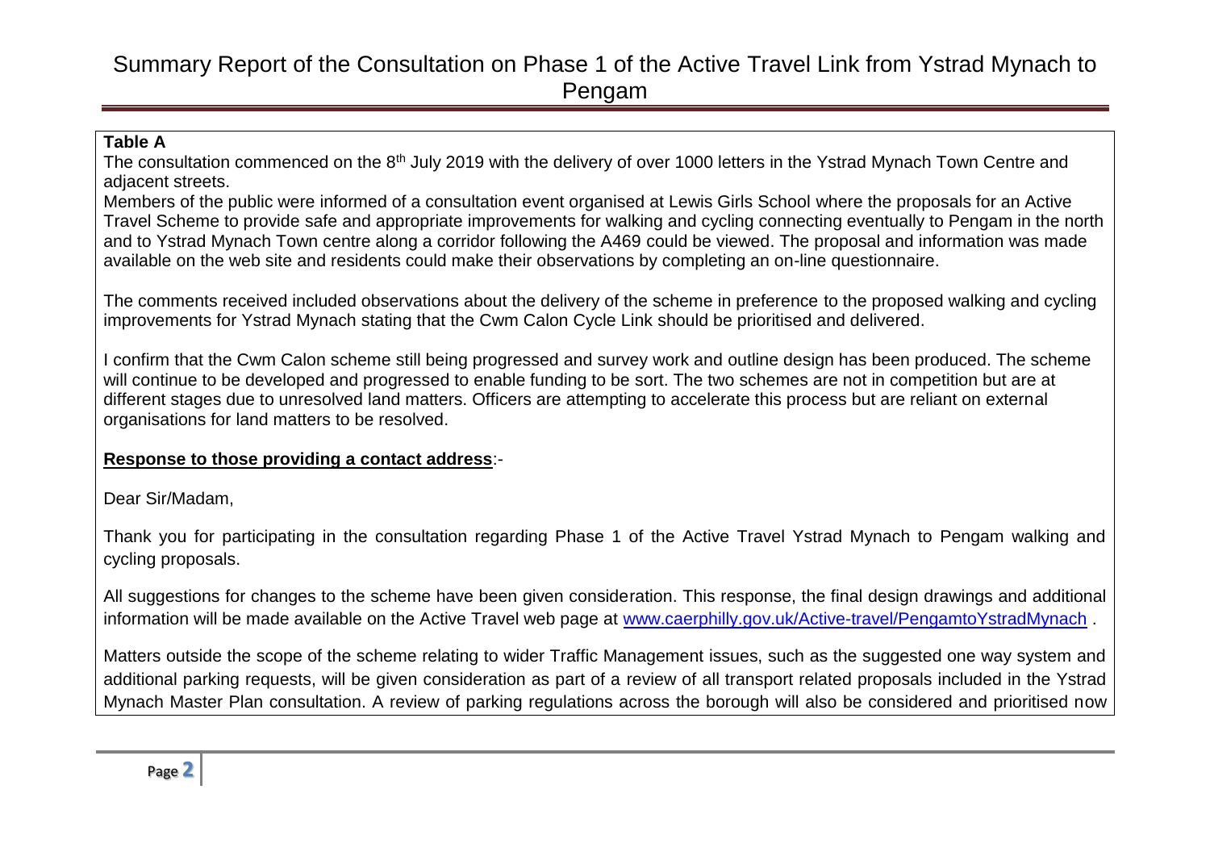**Table A**

The consultation commenced on the 8th July 2019 with the delivery of over 1000 letters in the Ystrad Mynach Town Centre and adjacent streets.

Members of the public were informed of a consultation event organised at Lewis Girls School where the proposals for an Active Travel Scheme to provide safe and appropriate improvements for walking and cycling connecting eventually to Pengam in the north and to Ystrad Mynach Town centre along a corridor following the A469 could be viewed. The proposal and information was made available on the web site and residents could make their observations by completing an on-line questionnaire.

The comments received included observations about the delivery of the scheme in preference to the proposed walking and cycling improvements for Ystrad Mynach stating that the Cwm Calon Cycle Link should be prioritised and delivered.

I confirm that the Cwm Calon scheme still being progressed and survey work and outline design has been produced. The scheme will continue to be developed and progressed to enable funding to be sort. The two schemes are not in competition but are at different stages due to unresolved land matters. Officers are attempting to accelerate this process but are reliant on external organisations for land matters to be resolved.

**Response to those providing a contact address**:-

Dear Sir/Madam,

Thank you for participating in the consultation regarding Phase 1 of the Active Travel Ystrad Mynach to Pengam walking and cycling proposals.

All suggestions for changes to the scheme have been given consideration. This response, the final design drawings and additional information will be made available on the Active Travel web page at www.caerphilly.gov.uk/Active-travel/PengamtoYstradMynach .

Matters outside the scope of the scheme relating to wider Traffic Management issues, such as the suggested one way system and additional parking requests, will be given consideration as part of a review of all transport related proposals included in the Ystrad Mynach Master Plan consultation. A review of parking regulations across the borough will also be considered and prioritised now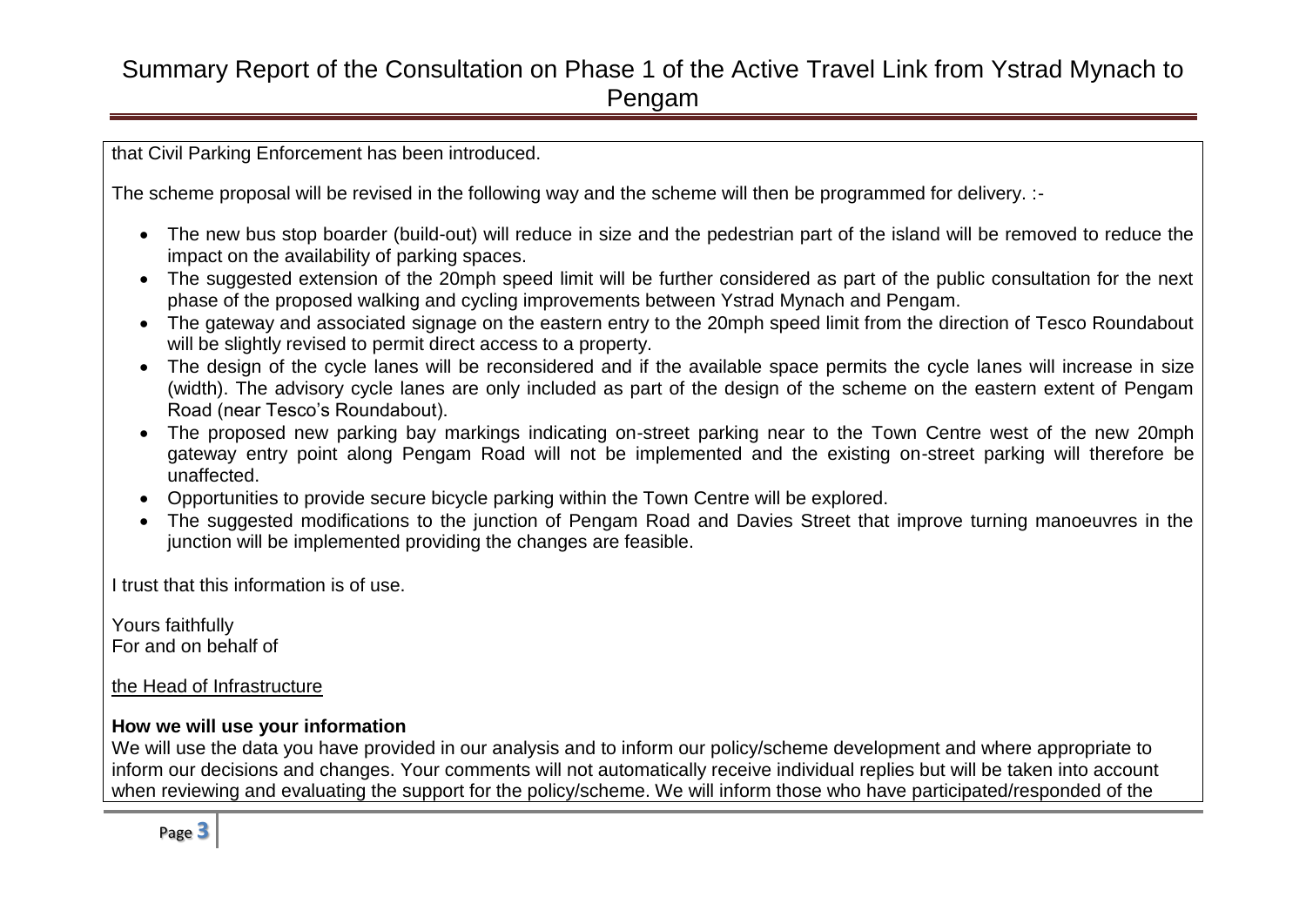that Civil Parking Enforcement has been introduced.

The scheme proposal will be revised in the following way and the scheme will then be programmed for delivery. :-

- The new bus stop boarder (build-out) will reduce in size and the pedestrian part of the island will be removed to reduce the impact on the availability of parking spaces.
- The suggested extension of the 20mph speed limit will be further considered as part of the public consultation for the next phase of the proposed walking and cycling improvements between Ystrad Mynach and Pengam.
- The gateway and associated signage on the eastern entry to the 20mph speed limit from the direction of Tesco Roundabout will be slightly revised to permit direct access to a property.
- The design of the cycle lanes will be reconsidered and if the available space permits the cycle lanes will increase in size (width). The advisory cycle lanes are only included as part of the design of the scheme on the eastern extent of Pengam Road (near Tesco's Roundabout).
- The proposed new parking bay markings indicating on-street parking near to the Town Centre west of the new 20mph gateway entry point along Pengam Road will not be implemented and the existing on-street parking will therefore be unaffected.
- Opportunities to provide secure bicycle parking within the Town Centre will be explored.
- The suggested modifications to the junction of Pengam Road and Davies Street that improve turning manoeuvres in the junction will be implemented providing the changes are feasible.

I trust that this information is of use.

Yours faithfully
For and on behalf of

the Head of Infrastructure

**How we will use your information**

We will use the data you have provided in our analysis and to inform our policy/scheme development and where appropriate to inform our decisions and changes. Your comments will not automatically receive individual replies but will be taken into account when reviewing and evaluating the support for the policy/scheme. We will inform those who have participated/responded of the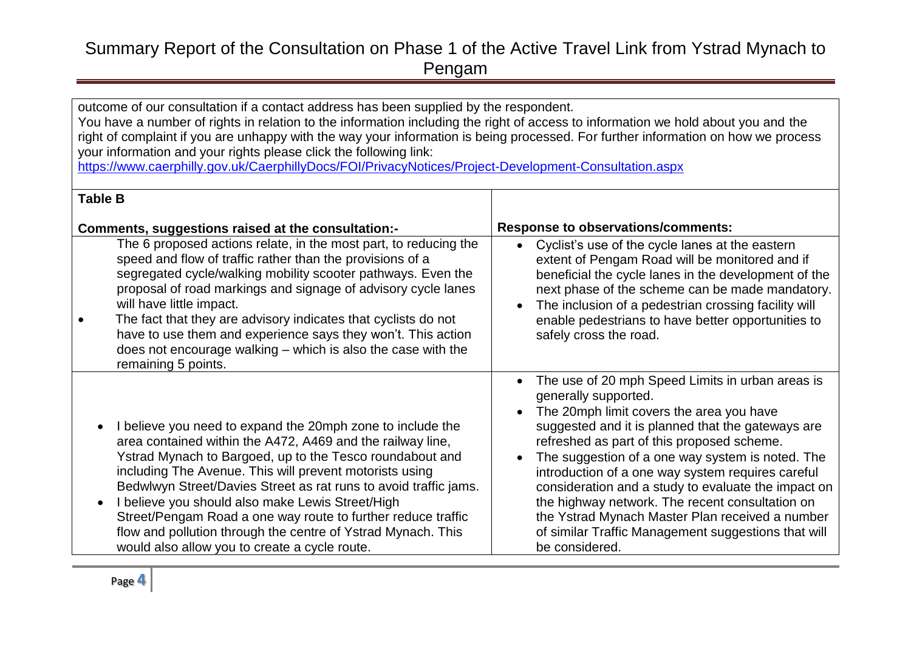outcome of our consultation if a contact address has been supplied by the respondent.
You have a number of rights in relation to the information including the right of access to information we hold about you and the right of complaint if you are unhappy with the way your information is being processed. For further information on how we process your information and your rights please click the following link:
https://www.caerphilly.gov.uk/CaerphillyDocs/FOI/PrivacyNotices/Project-Development-Consultation.aspx

**Table B**

| Comments, suggestions raised at the consultation:- | Response to observations/comments: |
|---|---|
| The 6 proposed actions relate, in the most part, to reducing the speed and flow of traffic rather than the provisions of a segregated cycle/walking mobility scooter pathways. Even the proposal of road markings and signage of advisory cycle lanes will have little impact.<br>• The fact that they are advisory indicates that cyclists do not have to use them and experience says they won't. This action does not encourage walking – which is also the case with the remaining 5 points. | • Cyclist's use of the cycle lanes at the eastern extent of Pengam Road will be monitored and if beneficial the cycle lanes in the development of the next phase of the scheme can be made mandatory.<br>• The inclusion of a pedestrian crossing facility will enable pedestrians to have better opportunities to safely cross the road. |
| • I believe you need to expand the 20mph zone to include the area contained within the A472, A469 and the railway line, Ystrad Mynach to Bargoed, up to the Tesco roundabout and including The Avenue. This will prevent motorists using Bedwlwyn Street/Davies Street as rat runs to avoid traffic jams.<br>• I believe you should also make Lewis Street/High Street/Pengam Road a one way route to further reduce traffic flow and pollution through the centre of Ystrad Mynach. This would also allow you to create a cycle route. | • The use of 20 mph Speed Limits in urban areas is generally supported.<br>• The 20mph limit covers the area you have suggested and it is planned that the gateways are refreshed as part of this proposed scheme.<br>• The suggestion of a one way system is noted. The introduction of a one way system requires careful consideration and a study to evaluate the impact on the highway network. The recent consultation on the Ystrad Mynach Master Plan received a number of similar Traffic Management suggestions that will be considered. |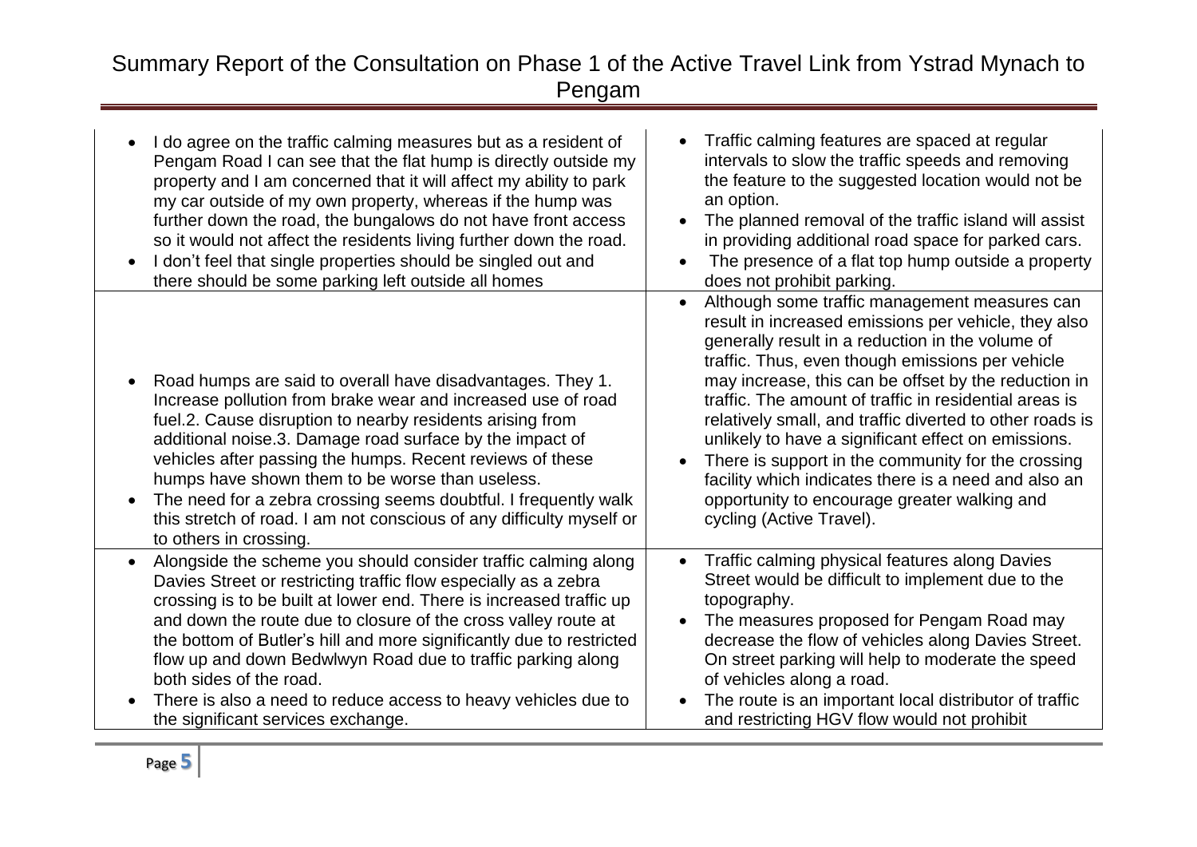| | |
|---|---|
| • I do agree on the traffic calming measures but as a resident of Pengam Road I can see that the flat hump is directly outside my property and I am concerned that it will affect my ability to park my car outside of my own property, whereas if the hump was further down the road, the bungalows do not have front access so it would not affect the residents living further down the road.<br>• I don't feel that single properties should be singled out and there should be some parking left outside all homes | • Traffic calming features are spaced at regular intervals to slow the traffic speeds and removing the feature to the suggested location would not be an option.<br>• The planned removal of the traffic island will assist in providing additional road space for parked cars.<br>• The presence of a flat top hump outside a property does not prohibit parking. |
| • Road humps are said to overall have disadvantages. They 1. Increase pollution from brake wear and increased use of road fuel.2. Cause disruption to nearby residents arising from additional noise.3. Damage road surface by the impact of vehicles after passing the humps. Recent reviews of these humps have shown them to be worse than useless.<br>• The need for a zebra crossing seems doubtful. I frequently walk this stretch of road. I am not conscious of any difficulty myself or to others in crossing. | • Although some traffic management measures can result in increased emissions per vehicle, they also generally result in a reduction in the volume of traffic. Thus, even though emissions per vehicle may increase, this can be offset by the reduction in traffic. The amount of traffic in residential areas is relatively small, and traffic diverted to other roads is unlikely to have a significant effect on emissions.<br>• There is support in the community for the crossing facility which indicates there is a need and also an opportunity to encourage greater walking and cycling (Active Travel). |
| • Alongside the scheme you should consider traffic calming along Davies Street or restricting traffic flow especially as a zebra crossing is to be built at lower end. There is increased traffic up and down the route due to closure of the cross valley route at the bottom of Butler's hill and more significantly due to restricted flow up and down Bedwlwyn Road due to traffic parking along both sides of the road.<br>• There is also a need to reduce access to heavy vehicles due to the significant services exchange. | • Traffic calming physical features along Davies Street would be difficult to implement due to the topography.<br>• The measures proposed for Pengam Road may decrease the flow of vehicles along Davies Street. On street parking will help to moderate the speed of vehicles along a road.<br>• The route is an important local distributor of traffic and restricting HGV flow would not prohibit |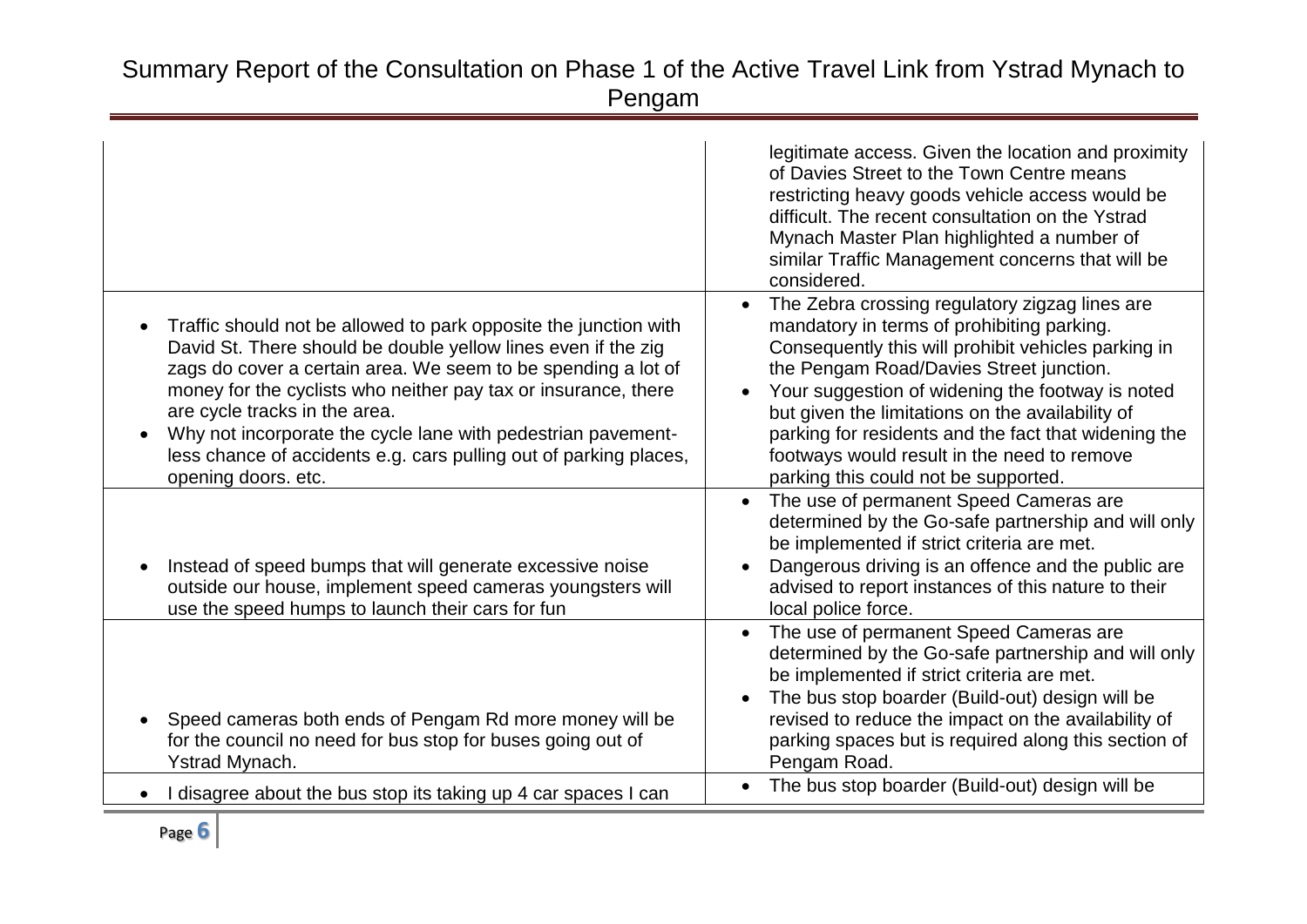| | |
|---|---|
| | legitimate access. Given the location and proximity of Davies Street to the Town Centre means restricting heavy goods vehicle access would be difficult. The recent consultation on the Ystrad Mynach Master Plan highlighted a number of similar Traffic Management concerns that will be considered. |
| • Traffic should not be allowed to park opposite the junction with David St. There should be double yellow lines even if the zig zags do cover a certain area. We seem to be spending a lot of money for the cyclists who neither pay tax or insurance, there are cycle tracks in the area.<br>• Why not incorporate the cycle lane with pedestrian pavement- less chance of accidents e.g. cars pulling out of parking places, opening doors. etc. | • The Zebra crossing regulatory zigzag lines are mandatory in terms of prohibiting parking. Consequently this will prohibit vehicles parking in the Pengam Road/Davies Street junction.<br>• Your suggestion of widening the footway is noted but given the limitations on the availability of parking for residents and the fact that widening the footways would result in the need to remove parking this could not be supported. |
| • Instead of speed bumps that will generate excessive noise outside our house, implement speed cameras youngsters will use the speed humps to launch their cars for fun | • The use of permanent Speed Cameras are determined by the Go-safe partnership and will only be implemented if strict criteria are met.<br>• Dangerous driving is an offence and the public are advised to report instances of this nature to their local police force. |
| • Speed cameras both ends of Pengam Rd more money will be for the council no need for bus stop for buses going out of Ystrad Mynach. | • The use of permanent Speed Cameras are determined by the Go-safe partnership and will only be implemented if strict criteria are met.<br>• The bus stop boarder (Build-out) design will be revised to reduce the impact on the availability of parking spaces but is required along this section of Pengam Road. |
| • I disagree about the bus stop its taking up 4 car spaces I can | • The bus stop boarder (Build-out) design will be |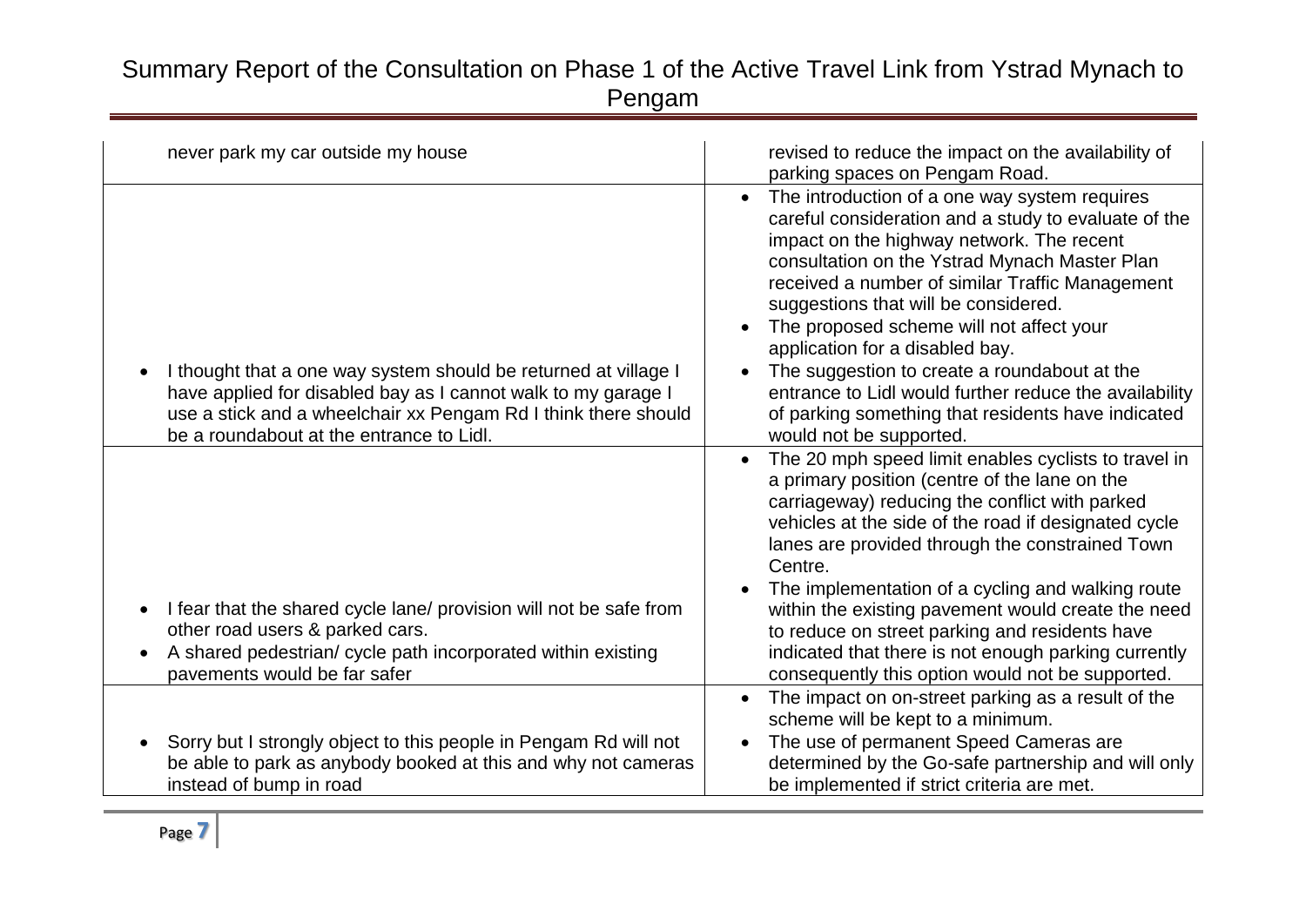| | |
|---|---|
| never park my car outside my house | revised to reduce the impact on the availability of parking spaces on Pengam Road. |
| • I thought that a one way system should be returned at village I have applied for disabled bay as I cannot walk to my garage I use a stick and a wheelchair xx Pengam Rd I think there should be a roundabout at the entrance to Lidl. | • The introduction of a one way system requires careful consideration and a study to evaluate of the impact on the highway network. The recent consultation on the Ystrad Mynach Master Plan received a number of similar Traffic Management suggestions that will be considered.<br>• The proposed scheme will not affect your application for a disabled bay.<br>• The suggestion to create a roundabout at the entrance to Lidl would further reduce the availability of parking something that residents have indicated would not be supported. |
| • I fear that the shared cycle lane/ provision will not be safe from other road users & parked cars.<br>• A shared pedestrian/ cycle path incorporated within existing pavements would be far safer | • The 20 mph speed limit enables cyclists to travel in a primary position (centre of the lane on the carriageway) reducing the conflict with parked vehicles at the side of the road if designated cycle lanes are provided through the constrained Town Centre.<br>• The implementation of a cycling and walking route within the existing pavement would create the need to reduce on street parking and residents have indicated that there is not enough parking currently consequently this option would not be supported. |
| • Sorry but I strongly object to this people in Pengam Rd will not be able to park as anybody booked at this and why not cameras instead of bump in road | • The impact on on-street parking as a result of the scheme will be kept to a minimum.<br>• The use of permanent Speed Cameras are determined by the Go-safe partnership and will only be implemented if strict criteria are met. |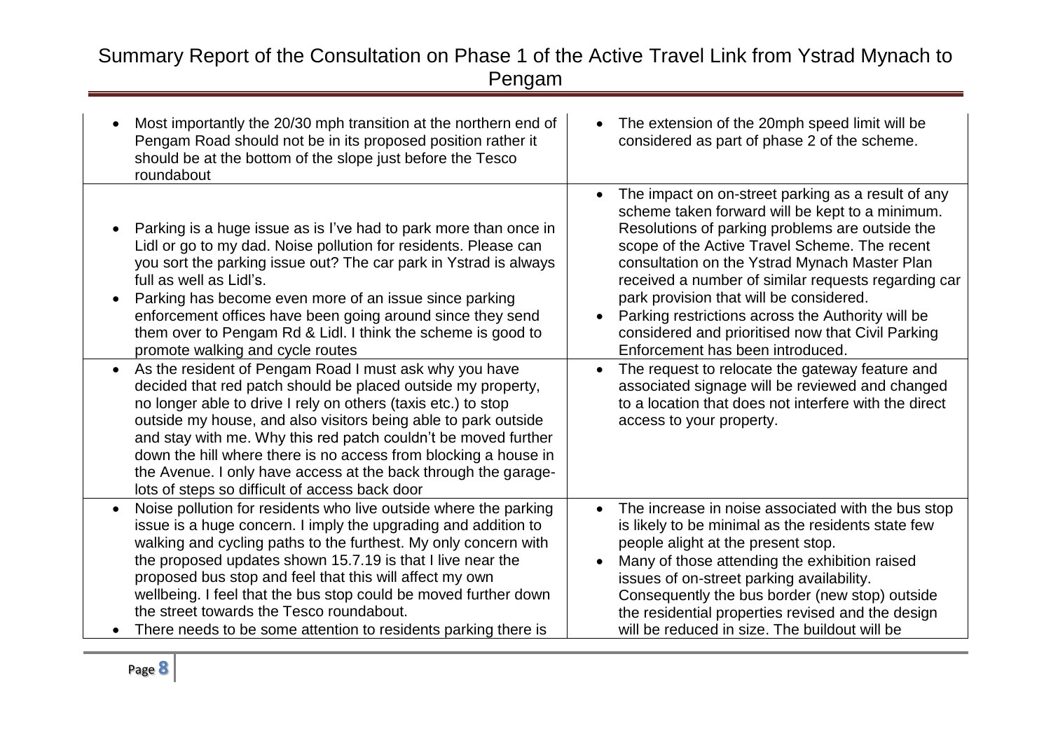| | |
|---|---|
| • Most importantly the 20/30 mph transition at the northern end of Pengam Road should not be in its proposed position rather it should be at the bottom of the slope just before the Tesco roundabout | • The extension of the 20mph speed limit will be considered as part of phase 2 of the scheme. |
| • Parking is a huge issue as is I've had to park more than once in Lidl or go to my dad. Noise pollution for residents. Please can you sort the parking issue out? The car park in Ystrad is always full as well as Lidl's.<br>• Parking has become even more of an issue since parking enforcement offices have been going around since they send them over to Pengam Rd & Lidl. I think the scheme is good to promote walking and cycle routes | • The impact on on-street parking as a result of any scheme taken forward will be kept to a minimum. Resolutions of parking problems are outside the scope of the Active Travel Scheme. The recent consultation on the Ystrad Mynach Master Plan received a number of similar requests regarding car park provision that will be considered.<br>• Parking restrictions across the Authority will be considered and prioritised now that Civil Parking Enforcement has been introduced. |
| • As the resident of Pengam Road I must ask why you have decided that red patch should be placed outside my property, no longer able to drive I rely on others (taxis etc.) to stop outside my house, and also visitors being able to park outside and stay with me. Why this red patch couldn't be moved further down the hill where there is no access from blocking a house in the Avenue. I only have access at the back through the garage- lots of steps so difficult of access back door | • The request to relocate the gateway feature and associated signage will be reviewed and changed to a location that does not interfere with the direct access to your property. |
| • Noise pollution for residents who live outside where the parking issue is a huge concern. I imply the upgrading and addition to walking and cycling paths to the furthest. My only concern with the proposed updates shown 15.7.19 is that I live near the proposed bus stop and feel that this will affect my own wellbeing. I feel that the bus stop could be moved further down the street towards the Tesco roundabout.<br>• There needs to be some attention to residents parking there is | • The increase in noise associated with the bus stop is likely to be minimal as the residents state few people alight at the present stop.<br>• Many of those attending the exhibition raised issues of on-street parking availability. Consequently the bus border (new stop) outside the residential properties revised and the design will be reduced in size. The buildout will be |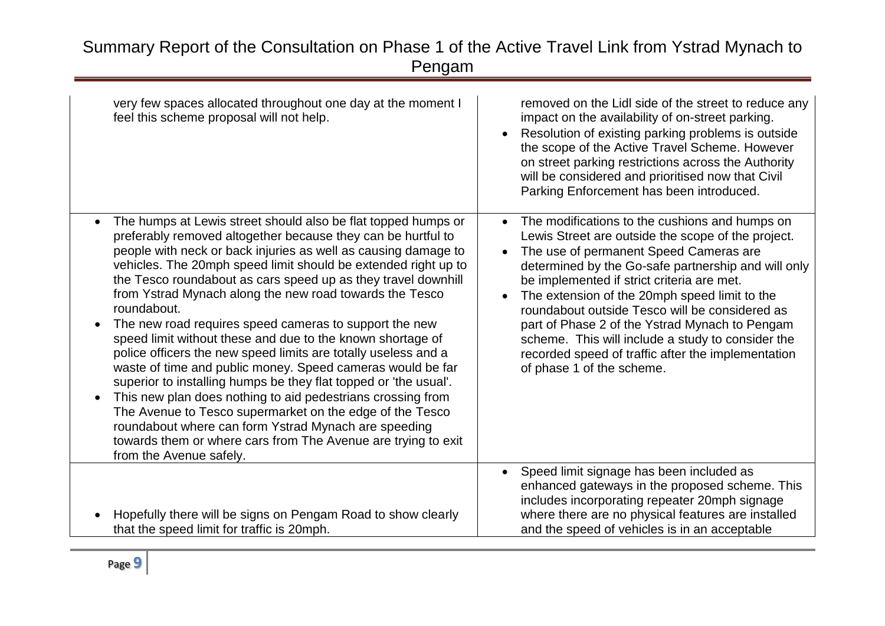| | |
|---|---|
| very few spaces allocated throughout one day at the moment I feel this scheme proposal will not help. | removed on the Lidl side of the street to reduce any impact on the availability of on-street parking.<br>• Resolution of existing parking problems is outside the scope of the Active Travel Scheme. However on street parking restrictions across the Authority will be considered and prioritised now that Civil Parking Enforcement has been introduced. |
| • The humps at Lewis street should also be flat topped humps or preferably removed altogether because they can be hurtful to people with neck or back injuries as well as causing damage to vehicles. The 20mph speed limit should be extended right up to the Tesco roundabout as cars speed up as they travel downhill from Ystrad Mynach along the new road towards the Tesco roundabout.<br>• The new road requires speed cameras to support the new speed limit without these and due to the known shortage of police officers the new speed limits are totally useless and a waste of time and public money. Speed cameras would be far superior to installing humps be they flat topped or 'the usual'.<br>• This new plan does nothing to aid pedestrians crossing from The Avenue to Tesco supermarket on the edge of the Tesco roundabout where can form Ystrad Mynach are speeding towards them or where cars from The Avenue are trying to exit from the Avenue safely. | • The modifications to the cushions and humps on Lewis Street are outside the scope of the project.<br>• The use of permanent Speed Cameras are determined by the Go-safe partnership and will only be implemented if strict criteria are met.<br>• The extension of the 20mph speed limit to the roundabout outside Tesco will be considered as part of Phase 2 of the Ystrad Mynach to Pengam scheme. This will include a study to consider the recorded speed of traffic after the implementation of phase 1 of the scheme. |
| • Hopefully there will be signs on Pengam Road to show clearly that the speed limit for traffic is 20mph. | • Speed limit signage has been included as enhanced gateways in the proposed scheme. This includes incorporating repeater 20mph signage where there are no physical features are installed and the speed of vehicles is in an acceptable |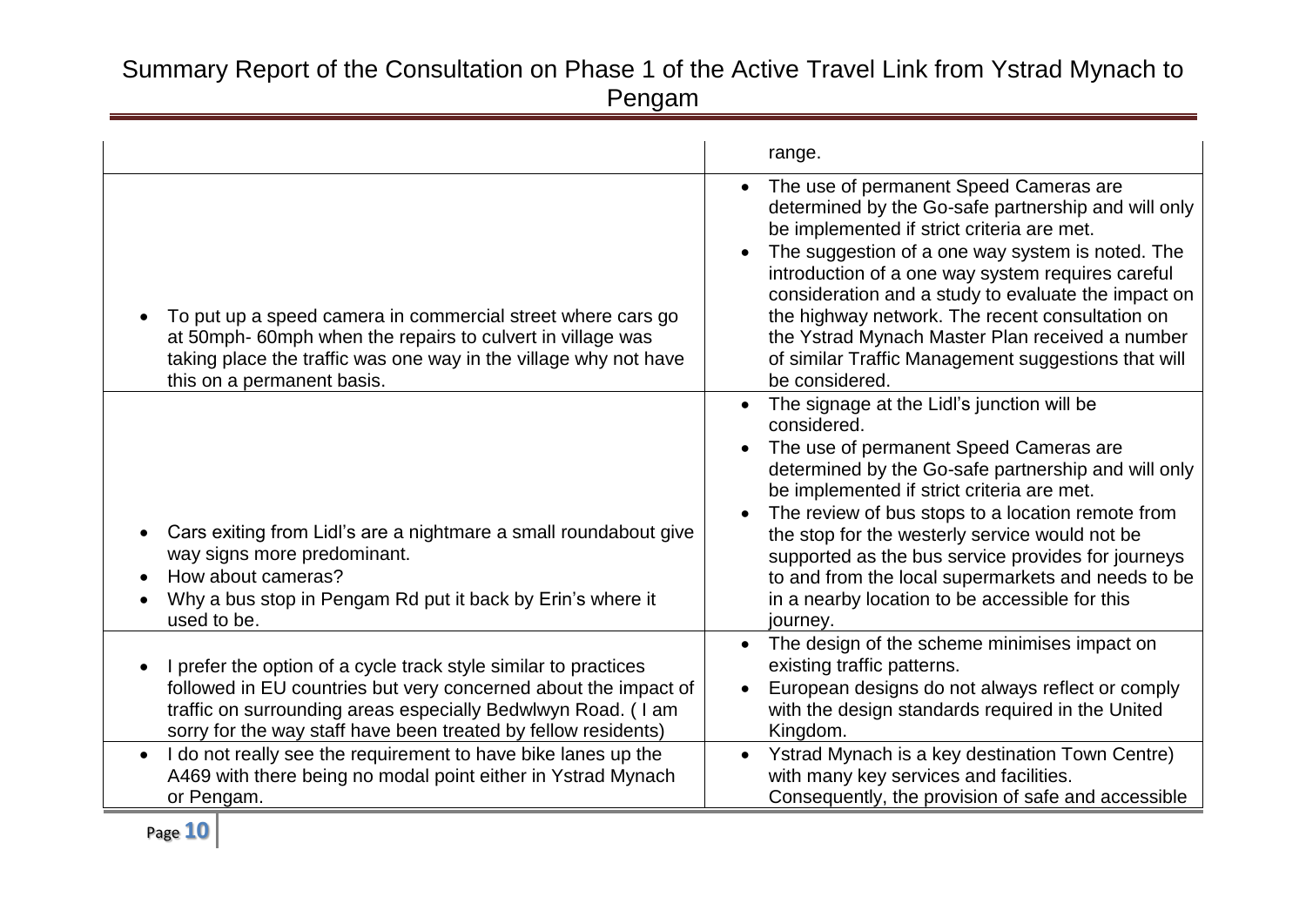| | |
|---|---|
| | range. |
| • To put up a speed camera in commercial street where cars go at 50mph- 60mph when the repairs to culvert in village was taking place the traffic was one way in the village why not have this on a permanent basis. | • The use of permanent Speed Cameras are determined by the Go-safe partnership and will only be implemented if strict criteria are met.<br>• The suggestion of a one way system is noted. The introduction of a one way system requires careful consideration and a study to evaluate the impact on the highway network. The recent consultation on the Ystrad Mynach Master Plan received a number of similar Traffic Management suggestions that will be considered. |
| • Cars exiting from Lidl's are a nightmare a small roundabout give way signs more predominant.<br>• How about cameras?<br>• Why a bus stop in Pengam Rd put it back by Erin's where it used to be. | • The signage at the Lidl's junction will be considered.<br>• The use of permanent Speed Cameras are determined by the Go-safe partnership and will only be implemented if strict criteria are met.<br>• The review of bus stops to a location remote from the stop for the westerly service would not be supported as the bus service provides for journeys to and from the local supermarkets and needs to be in a nearby location to be accessible for this journey. |
| • I prefer the option of a cycle track style similar to practices followed in EU countries but very concerned about the impact of traffic on surrounding areas especially Bedwlwyn Road. ( I am sorry for the way staff have been treated by fellow residents) | • The design of the scheme minimises impact on existing traffic patterns.<br>• European designs do not always reflect or comply with the design standards required in the United Kingdom. |
| • I do not really see the requirement to have bike lanes up the A469 with there being no modal point either in Ystrad Mynach or Pengam. | • Ystrad Mynach is a key destination Town Centre) with many key services and facilities. Consequently, the provision of safe and accessible |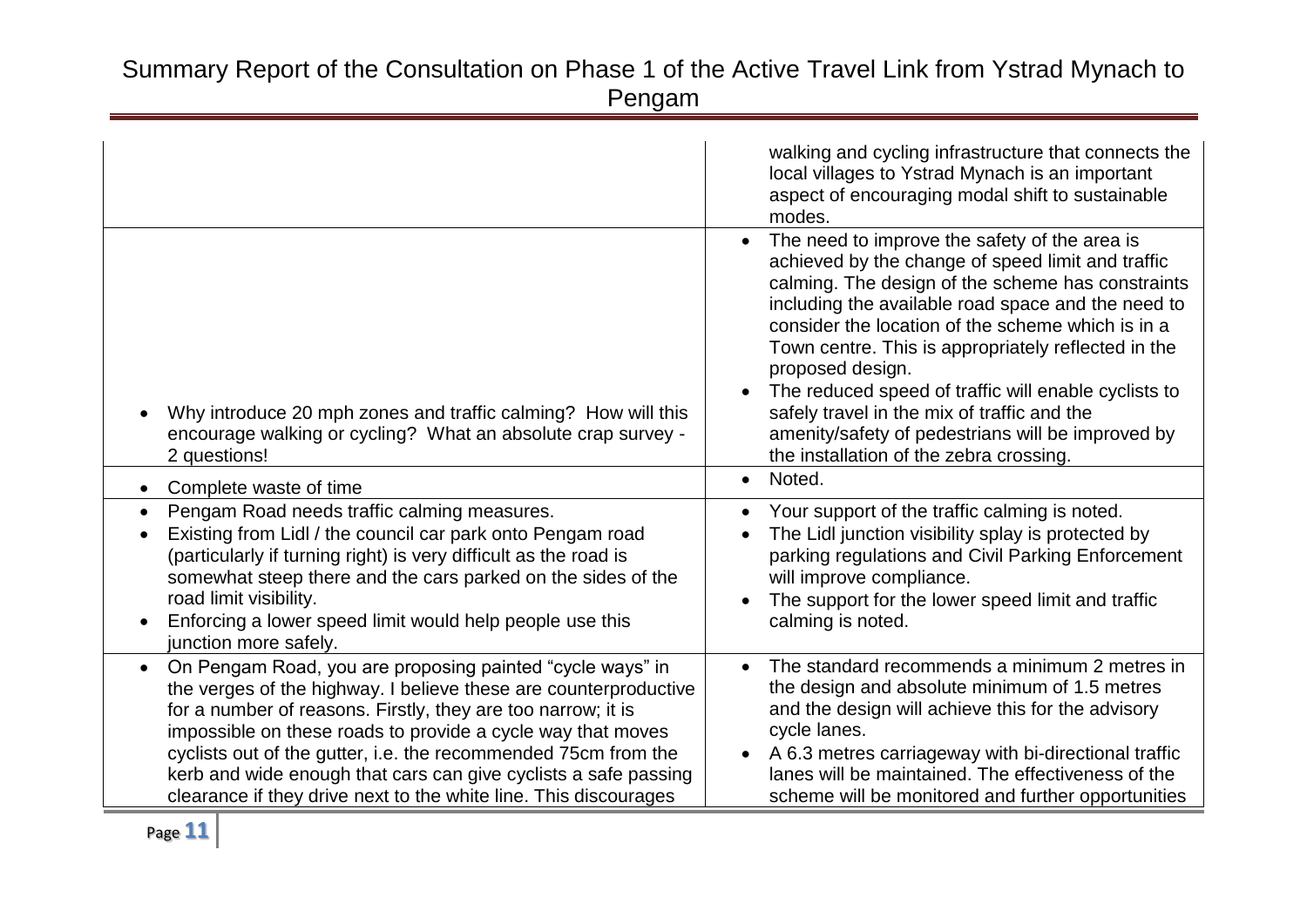| | |
|---|---|
| | walking and cycling infrastructure that connects the local villages to Ystrad Mynach is an important aspect of encouraging modal shift to sustainable modes. |
| • Why introduce 20 mph zones and traffic calming? How will this encourage walking or cycling? What an absolute crap survey - 2 questions! | • The need to improve the safety of the area is achieved by the change of speed limit and traffic calming. The design of the scheme has constraints including the available road space and the need to consider the location of the scheme which is in a Town centre. This is appropriately reflected in the proposed design.<br>• The reduced speed of traffic will enable cyclists to safely travel in the mix of traffic and the amenity/safety of pedestrians will be improved by the installation of the zebra crossing. |
| • Complete waste of time | • Noted. |
| • Pengam Road needs traffic calming measures.<br>• Existing from Lidl / the council car park onto Pengam road (particularly if turning right) is very difficult as the road is somewhat steep there and the cars parked on the sides of the road limit visibility.<br>• Enforcing a lower speed limit would help people use this junction more safely. | • Your support of the traffic calming is noted.<br>• The Lidl junction visibility splay is protected by parking regulations and Civil Parking Enforcement will improve compliance.<br>• The support for the lower speed limit and traffic calming is noted. |
| • On Pengam Road, you are proposing painted "cycle ways" in the verges of the highway. I believe these are counterproductive for a number of reasons. Firstly, they are too narrow; it is impossible on these roads to provide a cycle way that moves cyclists out of the gutter, i.e. the recommended 75cm from the kerb and wide enough that cars can give cyclists a safe passing clearance if they drive next to the white line. This discourages | • The standard recommends a minimum 2 metres in the design and absolute minimum of 1.5 metres and the design will achieve this for the advisory cycle lanes.<br>• A 6.3 metres carriageway with bi-directional traffic lanes will be maintained. The effectiveness of the scheme will be monitored and further opportunities |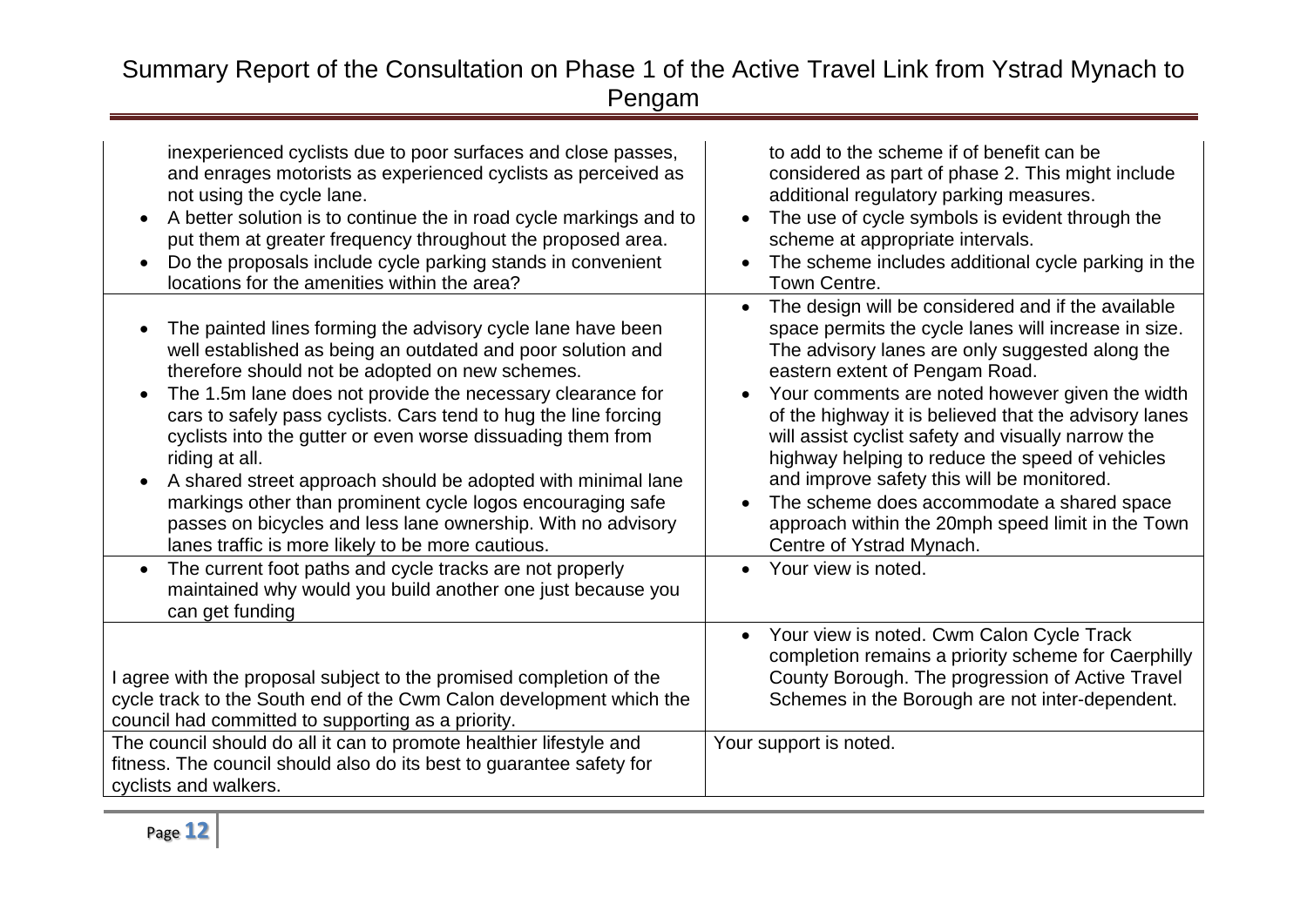| | |
|---|---|
| inexperienced cyclists due to poor surfaces and close passes, and enrages motorists as experienced cyclists as perceived as not using the cycle lane.<br>• A better solution is to continue the in road cycle markings and to put them at greater frequency throughout the proposed area.<br>• Do the proposals include cycle parking stands in convenient locations for the amenities within the area? | to add to the scheme if of benefit can be considered as part of phase 2. This might include additional regulatory parking measures.<br>• The use of cycle symbols is evident through the scheme at appropriate intervals.<br>• The scheme includes additional cycle parking in the Town Centre. |
| • The painted lines forming the advisory cycle lane have been well established as being an outdated and poor solution and therefore should not be adopted on new schemes.<br>• The 1.5m lane does not provide the necessary clearance for cars to safely pass cyclists. Cars tend to hug the line forcing cyclists into the gutter or even worse dissuading them from riding at all.<br>• A shared street approach should be adopted with minimal lane markings other than prominent cycle logos encouraging safe passes on bicycles and less lane ownership. With no advisory lanes traffic is more likely to be more cautious. | • The design will be considered and if the available space permits the cycle lanes will increase in size. The advisory lanes are only suggested along the eastern extent of Pengam Road.<br>• Your comments are noted however given the width of the highway it is believed that the advisory lanes will assist cyclist safety and visually narrow the highway helping to reduce the speed of vehicles and improve safety this will be monitored.<br>• The scheme does accommodate a shared space approach within the 20mph speed limit in the Town Centre of Ystrad Mynach. |
| • The current foot paths and cycle tracks are not properly maintained why would you build another one just because you can get funding | • Your view is noted. |
| I agree with the proposal subject to the promised completion of the cycle track to the South end of the Cwm Calon development which the council had committed to supporting as a priority. | • Your view is noted. Cwm Calon Cycle Track completion remains a priority scheme for Caerphilly County Borough. The progression of Active Travel Schemes in the Borough are not inter-dependent. |
| The council should do all it can to promote healthier lifestyle and fitness. The council should also do its best to guarantee safety for cyclists and walkers. | Your support is noted. |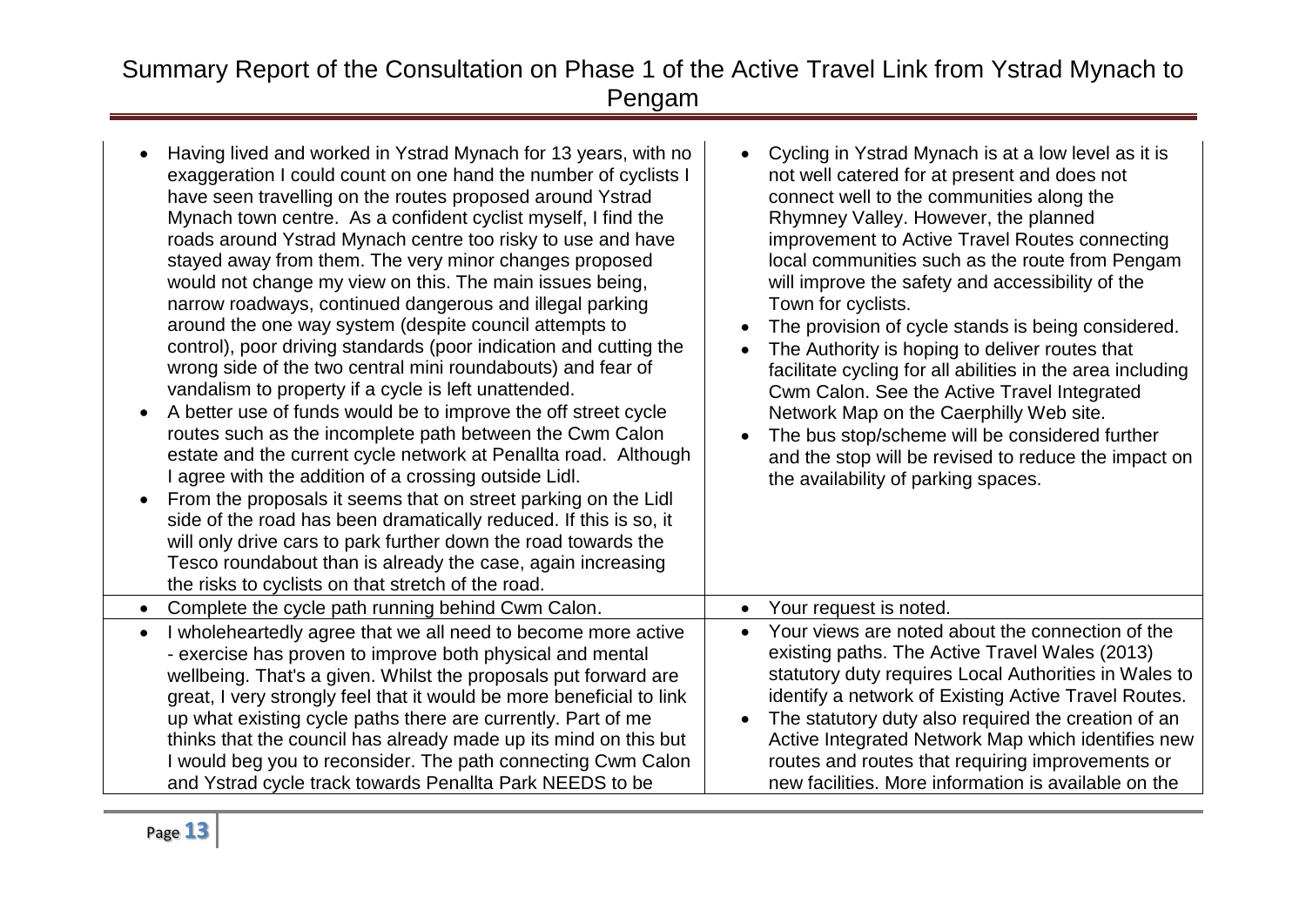| | |
|---|---|
| • Having lived and worked in Ystrad Mynach for 13 years, with no exaggeration I could count on one hand the number of cyclists I have seen travelling on the routes proposed around Ystrad Mynach town centre. As a confident cyclist myself, I find the roads around Ystrad Mynach centre too risky to use and have stayed away from them. The very minor changes proposed would not change my view on this. The main issues being, narrow roadways, continued dangerous and illegal parking around the one way system (despite council attempts to control), poor driving standards (poor indication and cutting the wrong side of the two central mini roundabouts) and fear of vandalism to property if a cycle is left unattended.<br>• A better use of funds would be to improve the off street cycle routes such as the incomplete path between the Cwm Calon estate and the current cycle network at Penallta road. Although I agree with the addition of a crossing outside Lidl.<br>• From the proposals it seems that on street parking on the Lidl side of the road has been dramatically reduced. If this is so, it will only drive cars to park further down the road towards the Tesco roundabout than is already the case, again increasing the risks to cyclists on that stretch of the road. | • Cycling in Ystrad Mynach is at a low level as it is not well catered for at present and does not connect well to the communities along the Rhymney Valley. However, the planned improvement to Active Travel Routes connecting local communities such as the route from Pengam will improve the safety and accessibility of the Town for cyclists.<br>• The provision of cycle stands is being considered.<br>• The Authority is hoping to deliver routes that facilitate cycling for all abilities in the area including Cwm Calon. See the Active Travel Integrated Network Map on the Caerphilly Web site.<br>• The bus stop/scheme will be considered further and the stop will be revised to reduce the impact on the availability of parking spaces. |
| • Complete the cycle path running behind Cwm Calon. | • Your request is noted. |
| • I wholeheartedly agree that we all need to become more active - exercise has proven to improve both physical and mental wellbeing. That's a given. Whilst the proposals put forward are great, I very strongly feel that it would be more beneficial to link up what existing cycle paths there are currently. Part of me thinks that the council has already made up its mind on this but I would beg you to reconsider. The path connecting Cwm Calon and Ystrad cycle track towards Penallta Park NEEDS to be | • Your views are noted about the connection of the existing paths. The Active Travel Wales (2013) statutory duty requires Local Authorities in Wales to identify a network of Existing Active Travel Routes.<br>• The statutory duty also required the creation of an Active Integrated Network Map which identifies new routes and routes that requiring improvements or new facilities. More information is available on the |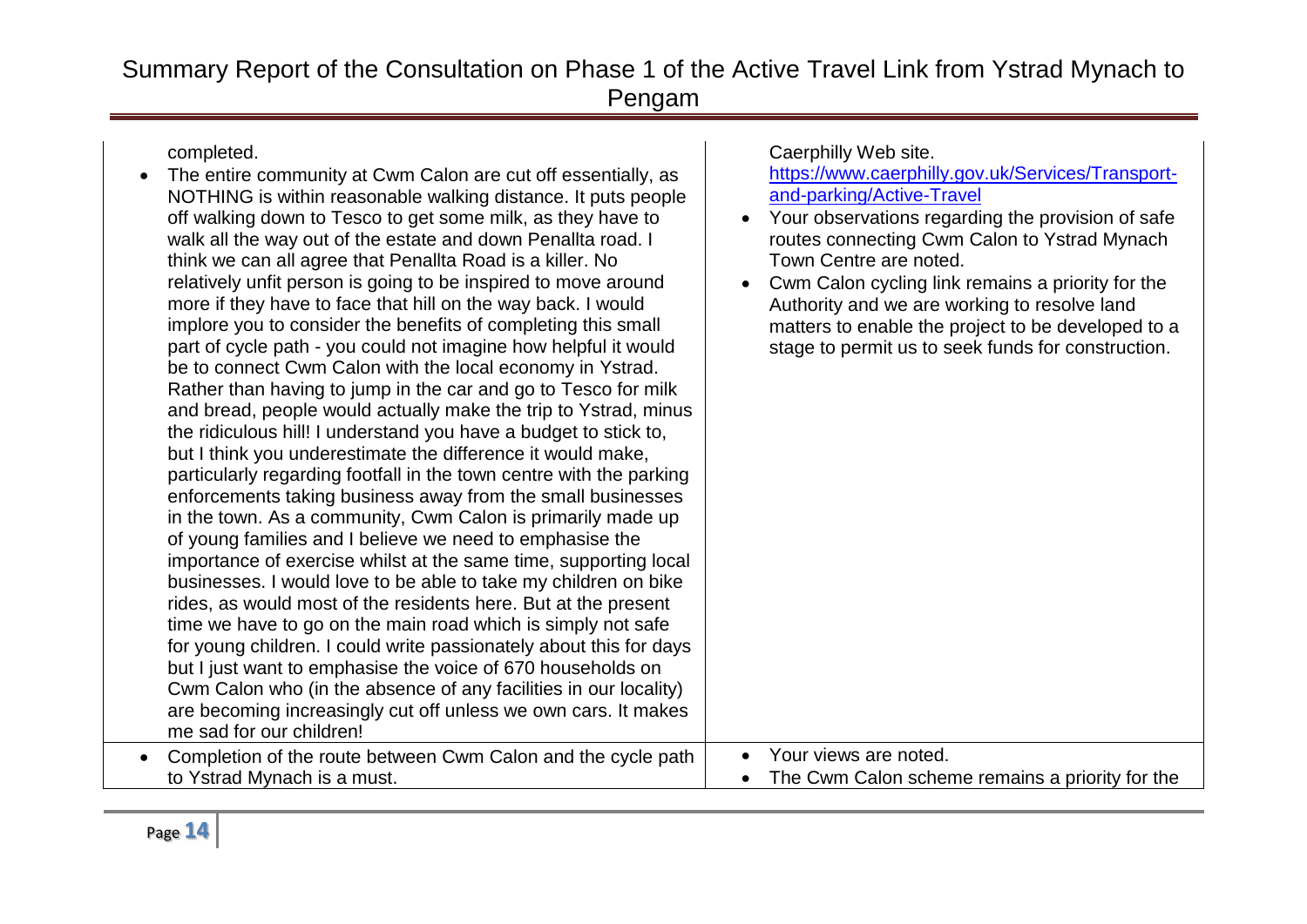| | |
|---|---|
| completed.<br>• The entire community at Cwm Calon are cut off essentially, as NOTHING is within reasonable walking distance. It puts people off walking down to Tesco to get some milk, as they have to walk all the way out of the estate and down Penallta road. I think we can all agree that Penallta Road is a killer. No relatively unfit person is going to be inspired to move around more if they have to face that hill on the way back. I would implore you to consider the benefits of completing this small part of cycle path - you could not imagine how helpful it would be to connect Cwm Calon with the local economy in Ystrad. Rather than having to jump in the car and go to Tesco for milk and bread, people would actually make the trip to Ystrad, minus the ridiculous hill! I understand you have a budget to stick to, but I think you underestimate the difference it would make, particularly regarding footfall in the town centre with the parking enforcements taking business away from the small businesses in the town. As a community, Cwm Calon is primarily made up of young families and I believe we need to emphasise the importance of exercise whilst at the same time, supporting local businesses. I would love to be able to take my children on bike rides, as would most of the residents here. But at the present time we have to go on the main road which is simply not safe for young children. I could write passionately about this for days but I just want to emphasise the voice of 670 households on Cwm Calon who (in the absence of any facilities in our locality) are becoming increasingly cut off unless we own cars. It makes me sad for our children! | Caerphilly Web site. [https://www.caerphilly.gov.uk/Services/Transport-and-parking/Active-Travel](https://www.caerphilly.gov.uk/Services/Transport-and-parking/Active-Travel)<br>• Your observations regarding the provision of safe routes connecting Cwm Calon to Ystrad Mynach Town Centre are noted.<br>• Cwm Calon cycling link remains a priority for the Authority and we are working to resolve land matters to enable the project to be developed to a stage to permit us to seek funds for construction. |
| • Completion of the route between Cwm Calon and the cycle path to Ystrad Mynach is a must. | • Your views are noted.<br>• The Cwm Calon scheme remains a priority for the |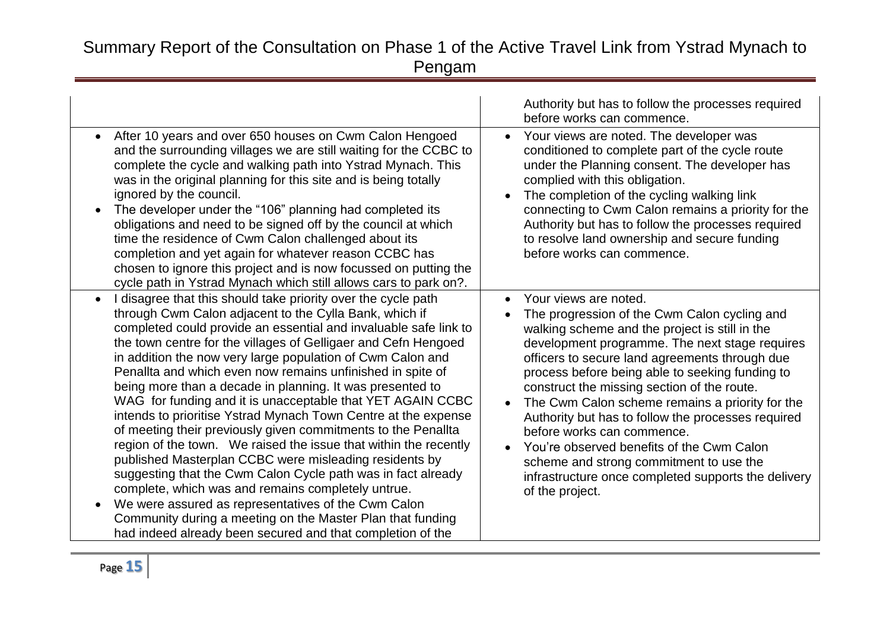| | |
|---|---|
| | Authority but has to follow the processes required before works can commence. |
| • After 10 years and over 650 houses on Cwm Calon Hengoed and the surrounding villages we are still waiting for the CCBC to complete the cycle and walking path into Ystrad Mynach. This was in the original planning for this site and is being totally ignored by the council.<br>• The developer under the "106" planning had completed its obligations and need to be signed off by the council at which time the residence of Cwm Calon challenged about its completion and yet again for whatever reason CCBC has chosen to ignore this project and is now focussed on putting the cycle path in Ystrad Mynach which still allows cars to park on?. | • Your views are noted. The developer was conditioned to complete part of the cycle route under the Planning consent. The developer has complied with this obligation.<br>• The completion of the cycling walking link connecting to Cwm Calon remains a priority for the Authority but has to follow the processes required to resolve land ownership and secure funding before works can commence. |
| • I disagree that this should take priority over the cycle path through Cwm Calon adjacent to the Cylla Bank, which if completed could provide an essential and invaluable safe link to the town centre for the villages of Gelligaer and Cefn Hengoed in addition the now very large population of Cwm Calon and Penallta and which even now remains unfinished in spite of being more than a decade in planning. It was presented to WAG for funding and it is unacceptable that YET AGAIN CCBC intends to prioritise Ystrad Mynach Town Centre at the expense of meeting their previously given commitments to the Penallta region of the town. We raised the issue that within the recently published Masterplan CCBC were misleading residents by suggesting that the Cwm Calon Cycle path was in fact already complete, which was and remains completely untrue.<br>• We were assured as representatives of the Cwm Calon Community during a meeting on the Master Plan that funding had indeed already been secured and that completion of the | • Your views are noted.<br>• The progression of the Cwm Calon cycling and walking scheme and the project is still in the development programme. The next stage requires officers to secure land agreements through due process before being able to seeking funding to construct the missing section of the route.<br>• The Cwm Calon scheme remains a priority for the Authority but has to follow the processes required before works can commence.<br>• You're observed benefits of the Cwm Calon scheme and strong commitment to use the infrastructure once completed supports the delivery of the project. |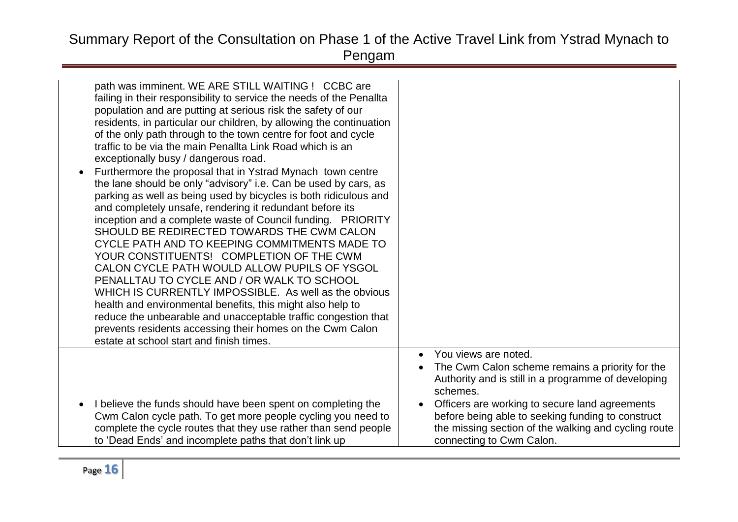| | |
|---|---|
| path was imminent. WE ARE STILL WAITING ! CCBC are failing in their responsibility to service the needs of the Penallta population and are putting at serious risk the safety of our residents, in particular our children, by allowing the continuation of the only path through to the town centre for foot and cycle traffic to be via the main Penallta Link Road which is an exceptionally busy / dangerous road.<br>• Furthermore the proposal that in Ystrad Mynach town centre the lane should be only "advisory" i.e. Can be used by cars, as parking as well as being used by bicycles is both ridiculous and and completely unsafe, rendering it redundant before its inception and a complete waste of Council funding. PRIORITY SHOULD BE REDIRECTED TOWARDS THE CWM CALON CYCLE PATH AND TO KEEPING COMMITMENTS MADE TO YOUR CONSTITUENTS! COMPLETION OF THE CWM CALON CYCLE PATH WOULD ALLOW PUPILS OF YSGOL PENALLTAU TO CYCLE AND / OR WALK TO SCHOOL WHICH IS CURRENTLY IMPOSSIBLE. As well as the obvious health and environmental benefits, this might also help to reduce the unbearable and unacceptable traffic congestion that prevents residents accessing their homes on the Cwm Calon estate at school start and finish times. | |
| • I believe the funds should have been spent on completing the Cwm Calon cycle path. To get more people cycling you need to complete the cycle routes that they use rather than send people to 'Dead Ends' and incomplete paths that don't link up | • You views are noted.<br>• The Cwm Calon scheme remains a priority for the Authority and is still in a programme of developing schemes.<br>• Officers are working to secure land agreements before being able to seeking funding to construct the missing section of the walking and cycling route connecting to Cwm Calon. |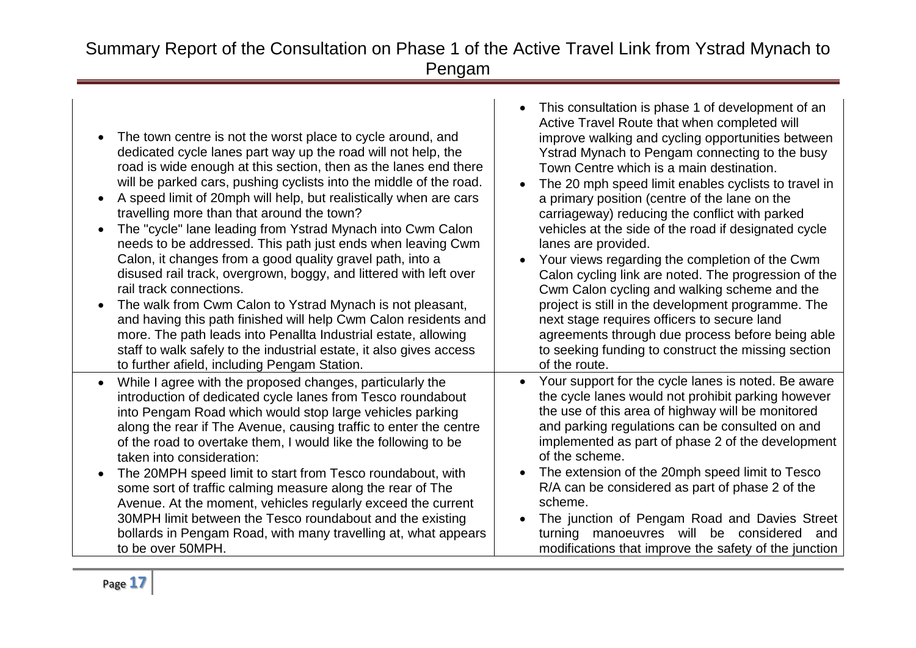| | |
|---|---|
| • The town centre is not the worst place to cycle around, and dedicated cycle lanes part way up the road will not help, the road is wide enough at this section, then as the lanes end there will be parked cars, pushing cyclists into the middle of the road.<br>• A speed limit of 20mph will help, but realistically when are cars travelling more than that around the town?<br>• The "cycle" lane leading from Ystrad Mynach into Cwm Calon needs to be addressed. This path just ends when leaving Cwm Calon, it changes from a good quality gravel path, into a disused rail track, overgrown, boggy, and littered with left over rail track connections.<br>• The walk from Cwm Calon to Ystrad Mynach is not pleasant, and having this path finished will help Cwm Calon residents and more. The path leads into Penallta Industrial estate, allowing staff to walk safely to the industrial estate, it also gives access to further afield, including Pengam Station. | • This consultation is phase 1 of development of an Active Travel Route that when completed will improve walking and cycling opportunities between Ystrad Mynach to Pengam connecting to the busy Town Centre which is a main destination.<br>• The 20 mph speed limit enables cyclists to travel in a primary position (centre of the lane on the carriageway) reducing the conflict with parked vehicles at the side of the road if designated cycle lanes are provided.<br>• Your views regarding the completion of the Cwm Calon cycling link are noted. The progression of the Cwm Calon cycling and walking scheme and the project is still in the development programme. The next stage requires officers to secure land agreements through due process before being able to seeking funding to construct the missing section of the route. |
| • While I agree with the proposed changes, particularly the introduction of dedicated cycle lanes from Tesco roundabout into Pengam Road which would stop large vehicles parking along the rear if The Avenue, causing traffic to enter the centre of the road to overtake them, I would like the following to be taken into consideration:<br>• The 20MPH speed limit to start from Tesco roundabout, with some sort of traffic calming measure along the rear of The Avenue. At the moment, vehicles regularly exceed the current 30MPH limit between the Tesco roundabout and the existing bollards in Pengam Road, with many travelling at, what appears to be over 50MPH. | • Your support for the cycle lanes is noted. Be aware the cycle lanes would not prohibit parking however the use of this area of highway will be monitored and parking regulations can be consulted on and implemented as part of phase 2 of the development of the scheme.<br>• The extension of the 20mph speed limit to Tesco R/A can be considered as part of phase 2 of the scheme.<br>• The junction of Pengam Road and Davies Street turning manoeuvres will be considered and modifications that improve the safety of the junction |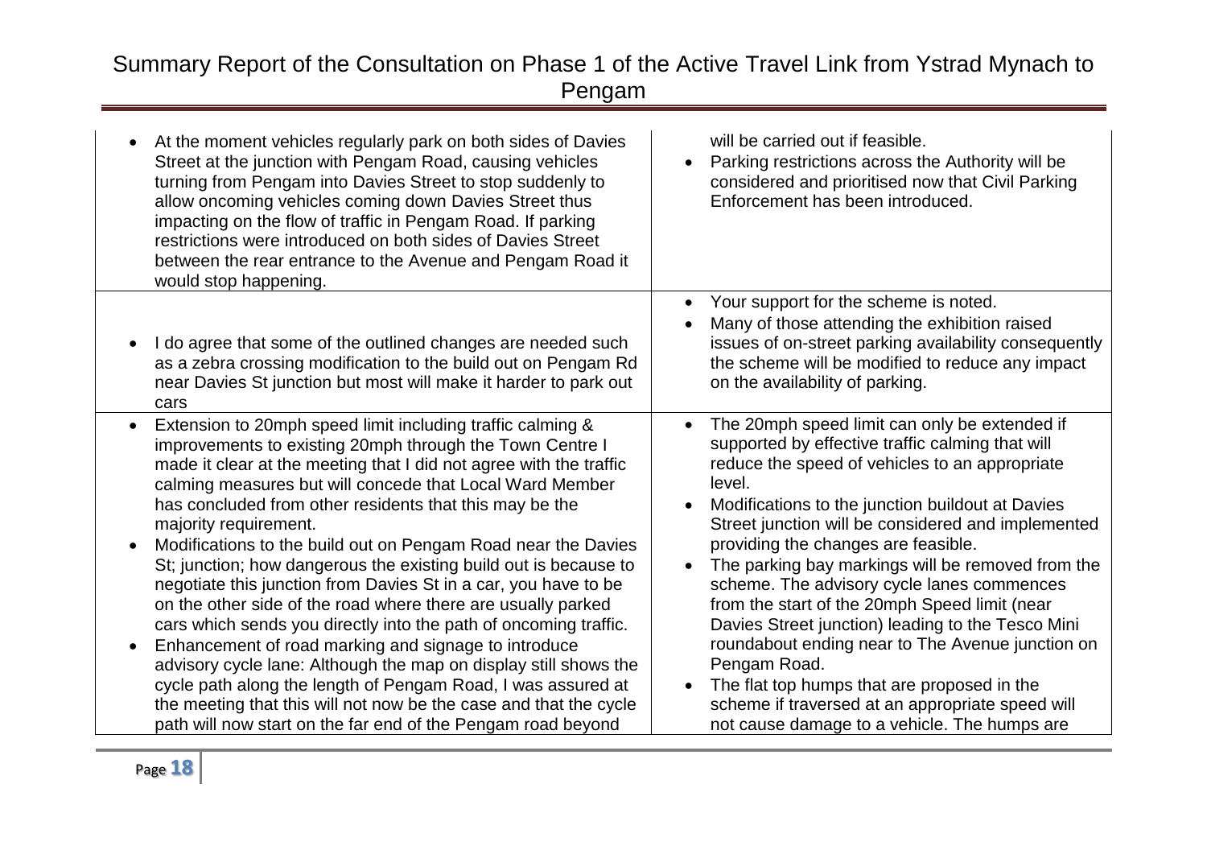| | |
|---|---|
| • At the moment vehicles regularly park on both sides of Davies Street at the junction with Pengam Road, causing vehicles turning from Pengam into Davies Street to stop suddenly to allow oncoming vehicles coming down Davies Street thus impacting on the flow of traffic in Pengam Road. If parking restrictions were introduced on both sides of Davies Street between the rear entrance to the Avenue and Pengam Road it would stop happening. | will be carried out if feasible.<br>• Parking restrictions across the Authority will be considered and prioritised now that Civil Parking Enforcement has been introduced. |
| • I do agree that some of the outlined changes are needed such as a zebra crossing modification to the build out on Pengam Rd near Davies St junction but most will make it harder to park out cars | • Your support for the scheme is noted.<br>• Many of those attending the exhibition raised issues of on-street parking availability consequently the scheme will be modified to reduce any impact on the availability of parking. |
| • Extension to 20mph speed limit including traffic calming & improvements to existing 20mph through the Town Centre I made it clear at the meeting that I did not agree with the traffic calming measures but will concede that Local Ward Member has concluded from other residents that this may be the majority requirement.<br>• Modifications to the build out on Pengam Road near the Davies St; junction; how dangerous the existing build out is because to negotiate this junction from Davies St in a car, you have to be on the other side of the road where there are usually parked cars which sends you directly into the path of oncoming traffic.<br>• Enhancement of road marking and signage to introduce advisory cycle lane: Although the map on display still shows the cycle path along the length of Pengam Road, I was assured at the meeting that this will not now be the case and that the cycle path will now start on the far end of the Pengam road beyond | • The 20mph speed limit can only be extended if supported by effective traffic calming that will reduce the speed of vehicles to an appropriate level.<br>• Modifications to the junction buildout at Davies Street junction will be considered and implemented providing the changes are feasible.<br>• The parking bay markings will be removed from the scheme. The advisory cycle lanes commences from the start of the 20mph Speed limit (near Davies Street junction) leading to the Tesco Mini roundabout ending near to The Avenue junction on Pengam Road.<br>• The flat top humps that are proposed in the scheme if traversed at an appropriate speed will not cause damage to a vehicle. The humps are |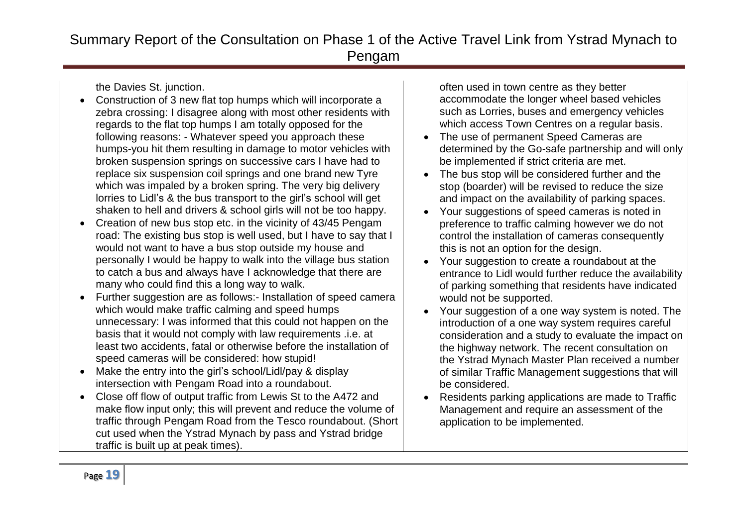| | |
|---|---|
| the Davies St. junction.<br>• Construction of 3 new flat top humps which will incorporate a zebra crossing: I disagree along with most other residents with regards to the flat top humps I am totally opposed for the following reasons: - Whatever speed you approach these humps-you hit them resulting in damage to motor vehicles with broken suspension springs on successive cars I have had to replace six suspension coil springs and one brand new Tyre which was impaled by a broken spring. The very big delivery lorries to Lidl's & the bus transport to the girl's school will get shaken to hell and drivers & school girls will not be too happy.<br>• Creation of new bus stop etc. in the vicinity of 43/45 Pengam road: The existing bus stop is well used, but I have to say that I would not want to have a bus stop outside my house and personally I would be happy to walk into the village bus station to catch a bus and always have I acknowledge that there are many who could find this a long way to walk.<br>• Further suggestion are as follows:- Installation of speed camera which would make traffic calming and speed humps unnecessary: I was informed that this could not happen on the basis that it would not comply with law requirements .i.e. at least two accidents, fatal or otherwise before the installation of speed cameras will be considered: how stupid!<br>• Make the entry into the girl's school/Lidl/pay & display intersection with Pengam Road into a roundabout.<br>• Close off flow of output traffic from Lewis St to the A472 and make flow input only; this will prevent and reduce the volume of traffic through Pengam Road from the Tesco roundabout. (Short cut used when the Ystrad Mynach by pass and Ystrad bridge traffic is built up at peak times). | often used in town centre as they better accommodate the longer wheel based vehicles such as Lorries, buses and emergency vehicles which access Town Centres on a regular basis.<br>• The use of permanent Speed Cameras are determined by the Go-safe partnership and will only be implemented if strict criteria are met.<br>• The bus stop will be considered further and the stop (boarder) will be revised to reduce the size and impact on the availability of parking spaces.<br>• Your suggestions of speed cameras is noted in preference to traffic calming however we do not control the installation of cameras consequently this is not an option for the design.<br>• Your suggestion to create a roundabout at the entrance to Lidl would further reduce the availability of parking something that residents have indicated would not be supported.<br>• Your suggestion of a one way system is noted. The introduction of a one way system requires careful consideration and a study to evaluate the impact on the highway network. The recent consultation on the Ystrad Mynach Master Plan received a number of similar Traffic Management suggestions that will be considered.<br>• Residents parking applications are made to Traffic Management and require an assessment of the application to be implemented. |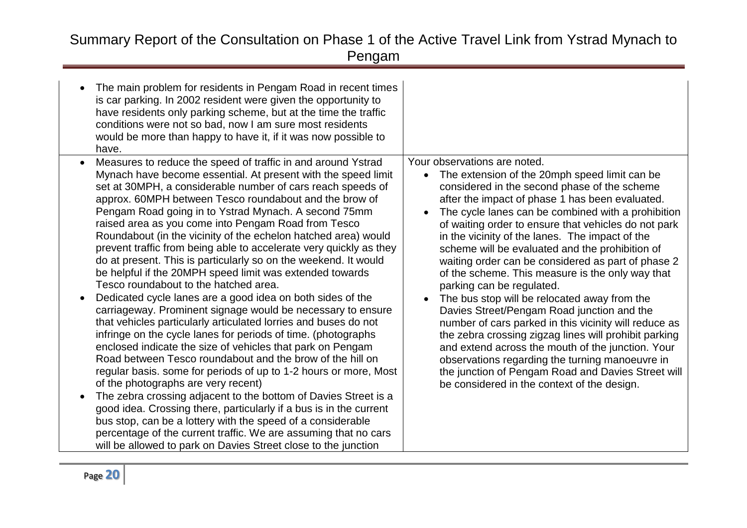| | |
|---|---|
| • The main problem for residents in Pengam Road in recent times is car parking. In 2002 resident were given the opportunity to have residents only parking scheme, but at the time the traffic conditions were not so bad, now I am sure most residents would be more than happy to have it, if it was now possible to have. | |
| • Measures to reduce the speed of traffic in and around Ystrad Mynach have become essential. At present with the speed limit set at 30MPH, a considerable number of cars reach speeds of approx. 60MPH between Tesco roundabout and the brow of Pengam Road going in to Ystrad Mynach. A second 75mm raised area as you come into Pengam Road from Tesco Roundabout (in the vicinity of the echelon hatched area) would prevent traffic from being able to accelerate very quickly as they do at present. This is particularly so on the weekend. It would be helpful if the 20MPH speed limit was extended towards Tesco roundabout to the hatched area.<br>• Dedicated cycle lanes are a good idea on both sides of the carriageway. Prominent signage would be necessary to ensure that vehicles particularly articulated lorries and buses do not infringe on the cycle lanes for periods of time. (photographs enclosed indicate the size of vehicles that park on Pengam Road between Tesco roundabout and the brow of the hill on regular basis. some for periods of up to 1-2 hours or more, Most of the photographs are very recent)<br>• The zebra crossing adjacent to the bottom of Davies Street is a good idea. Crossing there, particularly if a bus is in the current bus stop, can be a lottery with the speed of a considerable percentage of the current traffic. We are assuming that no cars will be allowed to park on Davies Street close to the junction | Your observations are noted.<br>• The extension of the 20mph speed limit can be considered in the second phase of the scheme after the impact of phase 1 has been evaluated.<br>• The cycle lanes can be combined with a prohibition of waiting order to ensure that vehicles do not park in the vicinity of the lanes. The impact of the scheme will be evaluated and the prohibition of waiting order can be considered as part of phase 2 of the scheme. This measure is the only way that parking can be regulated.<br>• The bus stop will be relocated away from the Davies Street/Pengam Road junction and the number of cars parked in this vicinity will reduce as the zebra crossing zigzag lines will prohibit parking and extend across the mouth of the junction. Your observations regarding the turning manoeuvre in the junction of Pengam Road and Davies Street will be considered in the context of the design. |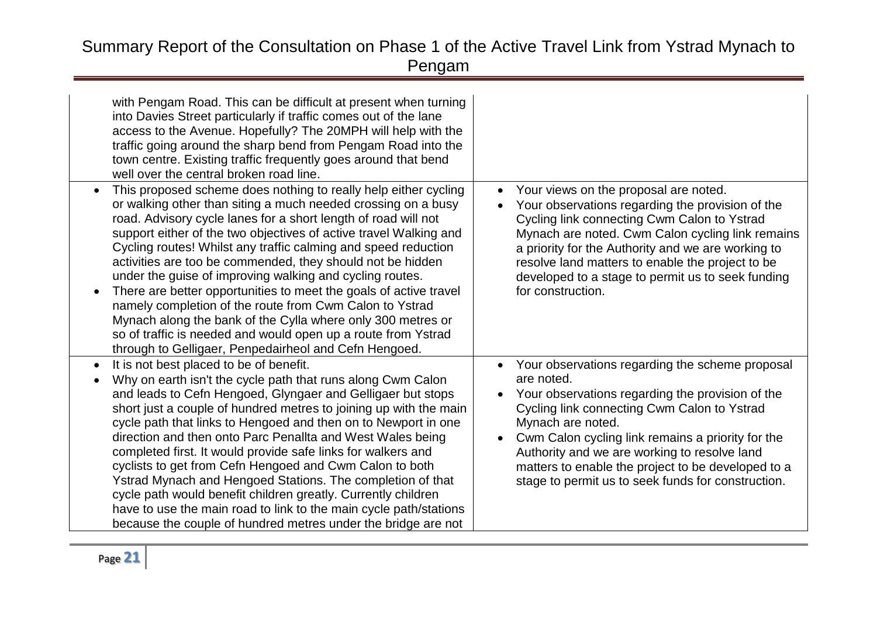| | |
|---|---|
| with Pengam Road. This can be difficult at present when turning into Davies Street particularly if traffic comes out of the lane access to the Avenue. Hopefully? The 20MPH will help with the traffic going around the sharp bend from Pengam Road into the town centre. Existing traffic frequently goes around that bend well over the central broken road line. | |
| • This proposed scheme does nothing to really help either cycling or walking other than siting a much needed crossing on a busy road. Advisory cycle lanes for a short length of road will not support either of the two objectives of active travel Walking and Cycling routes! Whilst any traffic calming and speed reduction activities are too be commended, they should not be hidden under the guise of improving walking and cycling routes.<br>• There are better opportunities to meet the goals of active travel namely completion of the route from Cwm Calon to Ystrad Mynach along the bank of the Cylla where only 300 metres or so of traffic is needed and would open up a route from Ystrad through to Gelligaer, Penpedairheol and Cefn Hengoed. | • Your views on the proposal are noted.<br>• Your observations regarding the provision of the Cycling link connecting Cwm Calon to Ystrad Mynach are noted. Cwm Calon cycling link remains a priority for the Authority and we are working to resolve land matters to enable the project to be developed to a stage to permit us to seek funding for construction. |
| • It is not best placed to be of benefit.<br>• Why on earth isn't the cycle path that runs along Cwm Calon and leads to Cefn Hengoed, Glyngaer and Gelligaer but stops short just a couple of hundred metres to joining up with the main cycle path that links to Hengoed and then on to Newport in one direction and then onto Parc Penallta and West Wales being completed first. It would provide safe links for walkers and cyclists to get from Cefn Hengoed and Cwm Calon to both Ystrad Mynach and Hengoed Stations. The completion of that cycle path would benefit children greatly. Currently children have to use the main road to link to the main cycle path/stations because the couple of hundred metres under the bridge are not | • Your observations regarding the scheme proposal are noted.<br>• Your observations regarding the provision of the Cycling link connecting Cwm Calon to Ystrad Mynach are noted.<br>• Cwm Calon cycling link remains a priority for the Authority and we are working to resolve land matters to enable the project to be developed to a stage to permit us to seek funds for construction. |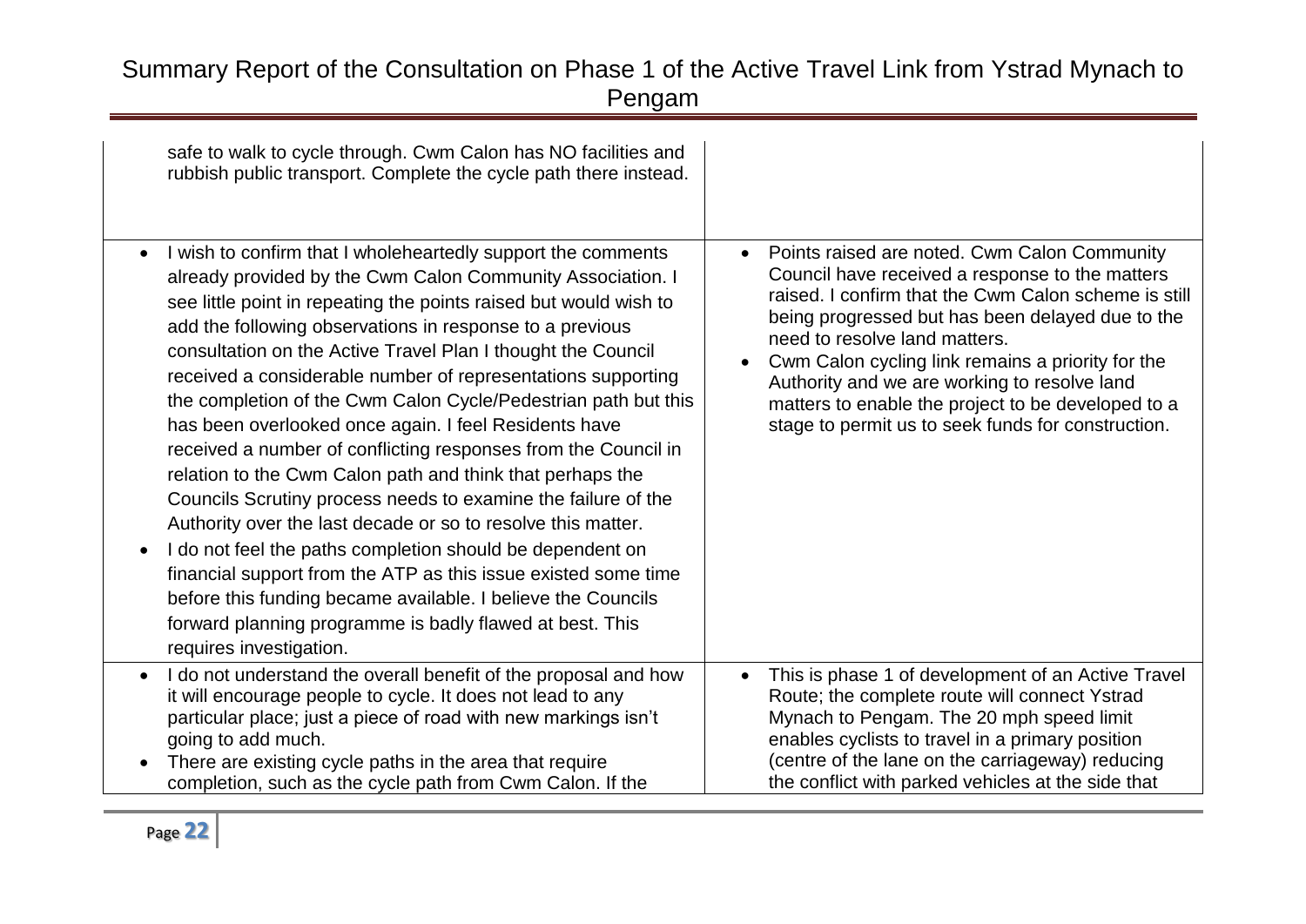| | |
|---|---|
| safe to walk to cycle through. Cwm Calon has NO facilities and rubbish public transport. Complete the cycle path there instead. | |
| • I wish to confirm that I wholeheartedly support the comments already provided by the Cwm Calon Community Association. I see little point in repeating the points raised but would wish to add the following observations in response to a previous consultation on the Active Travel Plan I thought the Council received a considerable number of representations supporting the completion of the Cwm Calon Cycle/Pedestrian path but this has been overlooked once again. I feel Residents have received a number of conflicting responses from the Council in relation to the Cwm Calon path and think that perhaps the Councils Scrutiny process needs to examine the failure of the Authority over the last decade or so to resolve this matter.<br>• I do not feel the paths completion should be dependent on financial support from the ATP as this issue existed some time before this funding became available. I believe the Councils forward planning programme is badly flawed at best. This requires investigation. | • Points raised are noted. Cwm Calon Community Council have received a response to the matters raised. I confirm that the Cwm Calon scheme is still being progressed but has been delayed due to the need to resolve land matters.<br>• Cwm Calon cycling link remains a priority for the Authority and we are working to resolve land matters to enable the project to be developed to a stage to permit us to seek funds for construction. |
| • I do not understand the overall benefit of the proposal and how it will encourage people to cycle. It does not lead to any particular place; just a piece of road with new markings isn't going to add much.<br>• There are existing cycle paths in the area that require completion, such as the cycle path from Cwm Calon. If the | • This is phase 1 of development of an Active Travel Route; the complete route will connect Ystrad Mynach to Pengam. The 20 mph speed limit enables cyclists to travel in a primary position (centre of the lane on the carriageway) reducing the conflict with parked vehicles at the side that |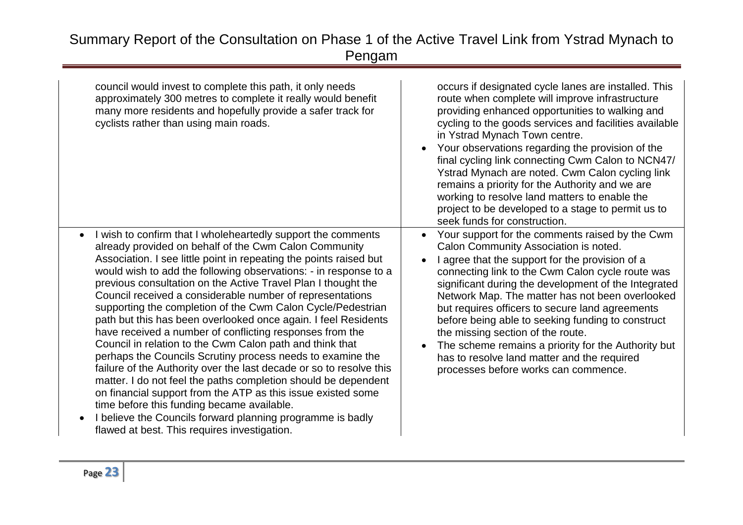| | |
|---|---|
| council would invest to complete this path, it only needs approximately 300 metres to complete it really would benefit many more residents and hopefully provide a safer track for cyclists rather than using main roads. | occurs if designated cycle lanes are installed. This route when complete will improve infrastructure providing enhanced opportunities to walking and cycling to the goods services and facilities available in Ystrad Mynach Town centre.<br>• Your observations regarding the provision of the final cycling link connecting Cwm Calon to NCN47/ Ystrad Mynach are noted. Cwm Calon cycling link remains a priority for the Authority and we are working to resolve land matters to enable the project to be developed to a stage to permit us to seek funds for construction. |
| • I wish to confirm that I wholeheartedly support the comments already provided on behalf of the Cwm Calon Community Association. I see little point in repeating the points raised but would wish to add the following observations: - in response to a previous consultation on the Active Travel Plan I thought the Council received a considerable number of representations supporting the completion of the Cwm Calon Cycle/Pedestrian path but this has been overlooked once again. I feel Residents have received a number of conflicting responses from the Council in relation to the Cwm Calon path and think that perhaps the Councils Scrutiny process needs to examine the failure of the Authority over the last decade or so to resolve this matter. I do not feel the paths completion should be dependent on financial support from the ATP as this issue existed some time before this funding became available.<br>• I believe the Councils forward planning programme is badly flawed at best. This requires investigation. | • Your support for the comments raised by the Cwm Calon Community Association is noted.<br>• I agree that the support for the provision of a connecting link to the Cwm Calon cycle route was significant during the development of the Integrated Network Map. The matter has not been overlooked but requires officers to secure land agreements before being able to seeking funding to construct the missing section of the route.<br>• The scheme remains a priority for the Authority but has to resolve land matter and the required processes before works can commence. |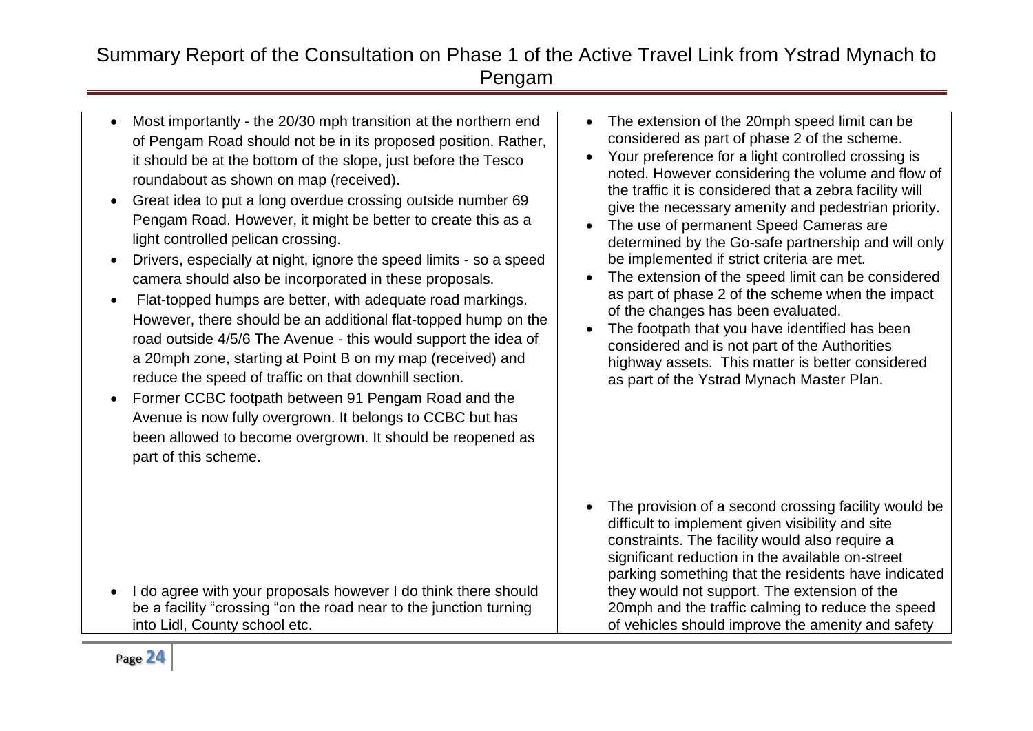| | |
|---|---|
| • Most importantly - the 20/30 mph transition at the northern end of Pengam Road should not be in its proposed position. Rather, it should be at the bottom of the slope, just before the Tesco roundabout as shown on map (received).<br>• Great idea to put a long overdue crossing outside number 69 Pengam Road. However, it might be better to create this as a light controlled pelican crossing.<br>• Drivers, especially at night, ignore the speed limits - so a speed camera should also be incorporated in these proposals.<br>• Flat-topped humps are better, with adequate road markings. However, there should be an additional flat-topped hump on the road outside 4/5/6 The Avenue - this would support the idea of a 20mph zone, starting at Point B on my map (received) and reduce the speed of traffic on that downhill section.<br>• Former CCBC footpath between 91 Pengam Road and the Avenue is now fully overgrown. It belongs to CCBC but has been allowed to become overgrown. It should be reopened as part of this scheme. | • The extension of the 20mph speed limit can be considered as part of phase 2 of the scheme.<br>• Your preference for a light controlled crossing is noted. However considering the volume and flow of the traffic it is considered that a zebra facility will give the necessary amenity and pedestrian priority.<br>• The use of permanent Speed Cameras are determined by the Go-safe partnership and will only be implemented if strict criteria are met.<br>• The extension of the speed limit can be considered as part of phase 2 of the scheme when the impact of the changes has been evaluated.<br>• The footpath that you have identified has been considered and is not part of the Authorities highway assets. This matter is better considered as part of the Ystrad Mynach Master Plan. |
| • I do agree with your proposals however I do think there should be a facility "crossing "on the road near to the junction turning into Lidl, County school etc. | • The provision of a second crossing facility would be difficult to implement given visibility and site constraints. The facility would also require a significant reduction in the available on-street parking something that the residents have indicated they would not support. The extension of the 20mph and the traffic calming to reduce the speed of vehicles should improve the amenity and safety |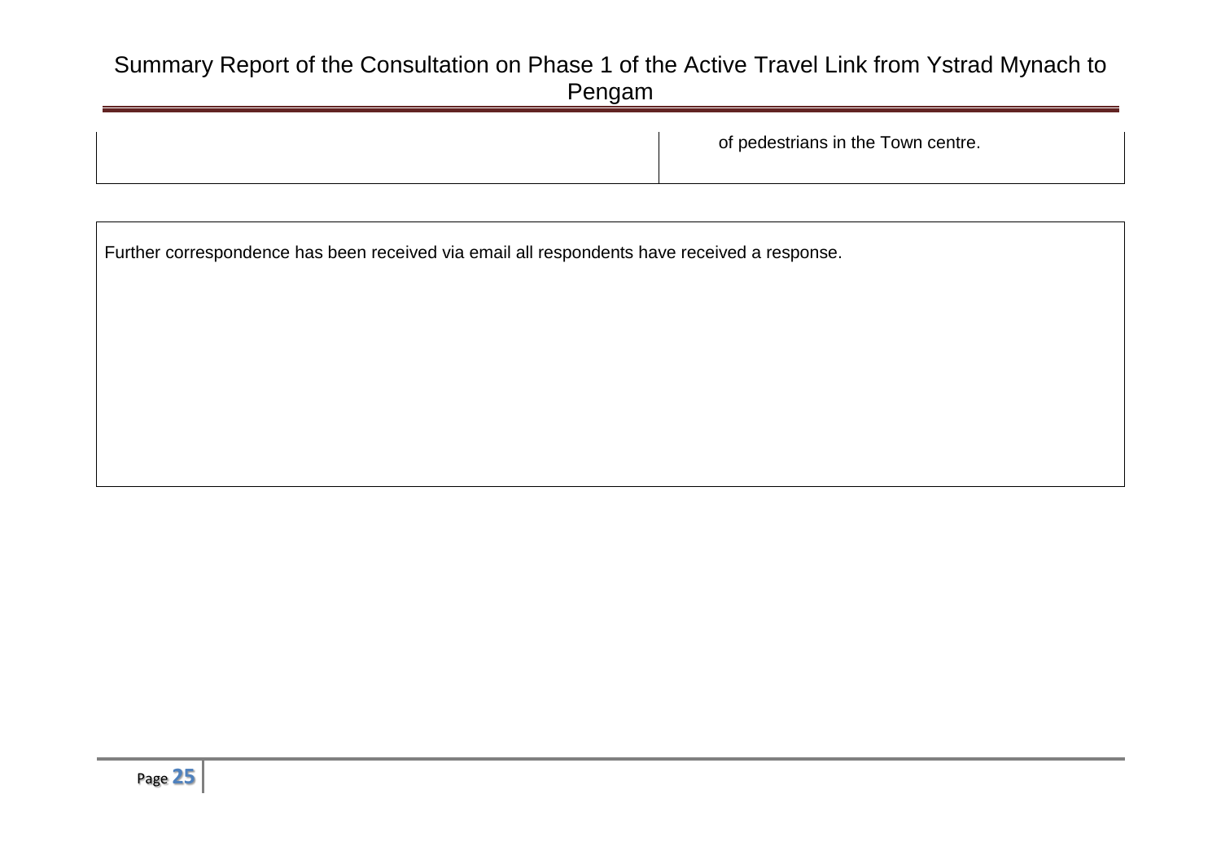| | |
|---|---|
| | of pedestrians in the Town centre. |

| |
|---|
| Further correspondence has been received via email all respondents have received a response. |